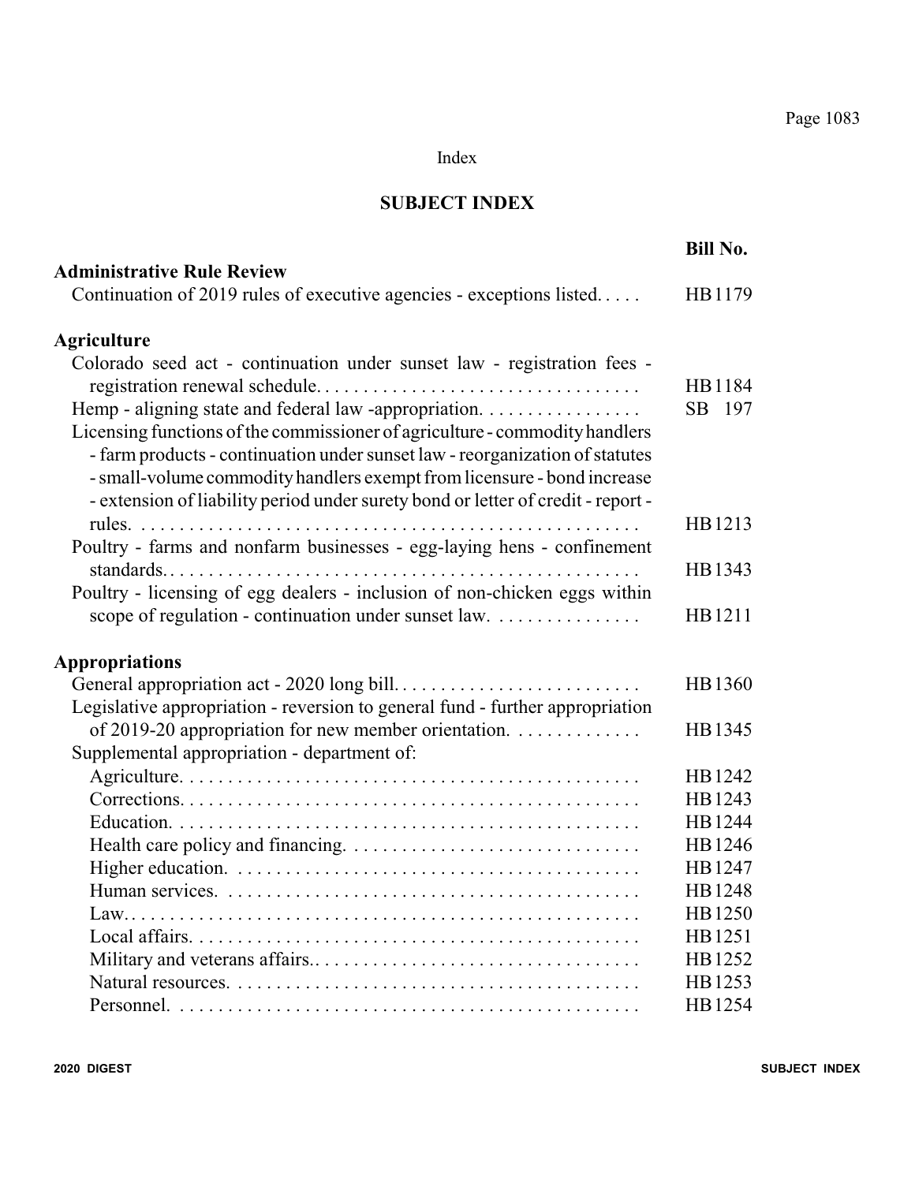Index

# SUBJECT INDEX

| | Bill No. |
|---|---|
| **Administrative Rule Review** | |
| Continuation of 2019 rules of executive agencies - exceptions listed. | HB1179 |
| | |
| **Agriculture** | |
| Colorado seed act - continuation under sunset law - registration fees - registration renewal schedule. | HB1184 |
| Hemp - aligning state and federal law -appropriation. | SB 197 |
| Licensing functions of the commissioner of agriculture - commodity handlers - farm products - continuation under sunset law - reorganization of statutes - small-volume commodity handlers exempt from licensure - bond increase - extension of liability period under surety bond or letter of credit - report - rules. | HB1213 |
| Poultry - farms and nonfarm businesses - egg-laying hens - confinement standards. | HB1343 |
| Poultry - licensing of egg dealers - inclusion of non-chicken eggs within scope of regulation - continuation under sunset law. | HB1211 |
| | |
| **Appropriations** | |
| General appropriation act - 2020 long bill. | HB1360 |
| Legislative appropriation - reversion to general fund - further appropriation of 2019-20 appropriation for new member orientation. | HB1345 |
| Supplemental appropriation - department of: | |
| Agriculture. | HB1242 |
| Corrections. | HB1243 |
| Education. | HB1244 |
| Health care policy and financing. | HB1246 |
| Higher education. | HB1247 |
| Human services. | HB1248 |
| Law. | HB1250 |
| Local affairs. | HB1251 |
| Military and veterans affairs. | HB1252 |
| Natural resources. | HB1253 |
| Personnel. | HB1254 |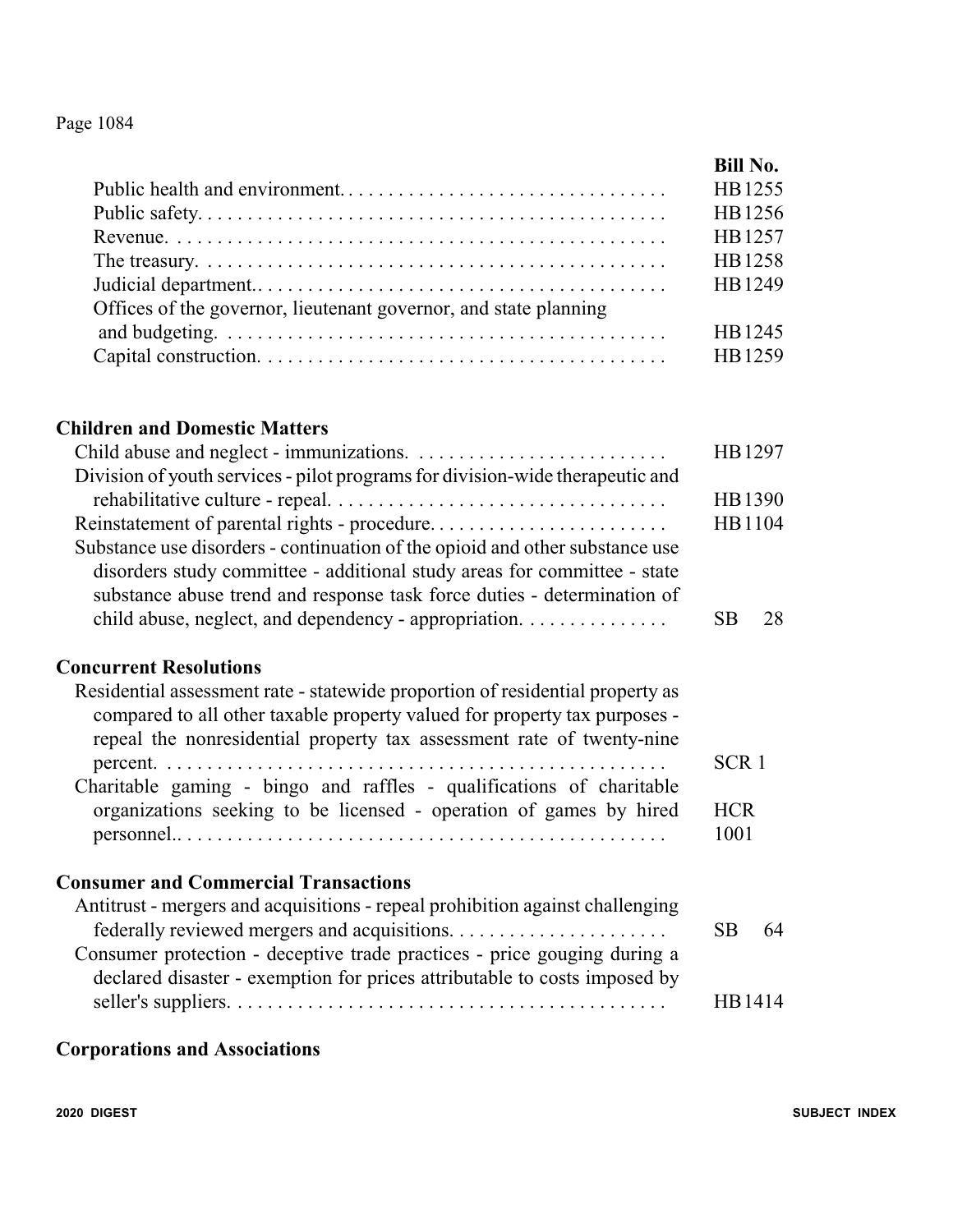| | Bill No. |
|---|---|
| Public health and environment. | HB 1255 |
| Public safety. | HB 1256 |
| Revenue. | HB 1257 |
| The treasury. | HB 1258 |
| Judicial department.. | HB 1249 |
| Offices of the governor, lieutenant governor, and state planning and budgeting. | HB 1245 |
| Capital construction. | HB 1259 |

## Children and Domestic Matters

| | |
|---|---|
| Child abuse and neglect - immunizations. | HB 1297 |
| Division of youth services - pilot programs for division-wide therapeutic and rehabilitative culture - repeal. | HB 1390 |
| Reinstatement of parental rights - procedure. | HB 1104 |
| Substance use disorders - continuation of the opioid and other substance use disorders study committee - additional study areas for committee - state substance abuse trend and response task force duties - determination of child abuse, neglect, and dependency - appropriation. | SB 28 |

## Concurrent Resolutions

| | |
|---|---|
| Residential assessment rate - statewide proportion of residential property as compared to all other taxable property valued for property tax purposes - repeal the nonresidential property tax assessment rate of twenty-nine percent. | SCR 1 |
| Charitable gaming - bingo and raffles - qualifications of charitable organizations seeking to be licensed - operation of games by hired personnel.. | HCR 1001 |

## Consumer and Commercial Transactions

| | |
|---|---|
| Antitrust - mergers and acquisitions - repeal prohibition against challenging federally reviewed mergers and acquisitions. | SB 64 |
| Consumer protection - deceptive trade practices - price gouging during a declared disaster - exemption for prices attributable to costs imposed by seller's suppliers. | HB 1414 |

## Corporations and Associations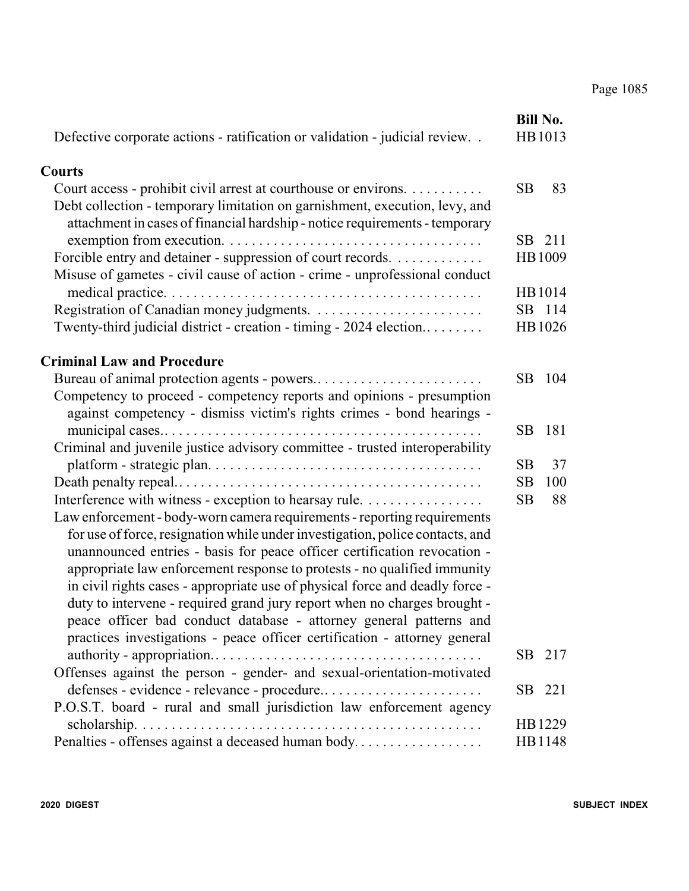| | Bill No. |
|---|---|
| Defective corporate actions - ratification or validation - judicial review. . | HB 1013 |

**Courts**

| | |
|---|---|
| Court access - prohibit civil arrest at courthouse or environs. . . . . . . . . . . | SB 83 |
| Debt collection - temporary limitation on garnishment, execution, levy, and attachment in cases of financial hardship - notice requirements - temporary exemption from execution. . . . . . . . . . . . . . . . . . . . . . . . . . . . . . . . . . . . . | SB 211 |
| Forcible entry and detainer - suppression of court records. . . . . . . . . . . . | HB 1009 |
| Misuse of gametes - civil cause of action - crime - unprofessional conduct medical practice. . . . . . . . . . . . . . . . . . . . . . . . . . . . . . . . . . . . . . . . . . . | HB 1014 |
| Registration of Canadian money judgments. . . . . . . . . . . . . . . . . . . . . . . | SB 114 |
| Twenty-third judicial district - creation - timing - 2024 election.. . . . . . . . | HB 1026 |

**Criminal Law and Procedure**

| | |
|---|---|
| Bureau of animal protection agents - powers.. . . . . . . . . . . . . . . . . . . . . . . | SB 104 |
| Competency to proceed - competency reports and opinions - presumption against competency - dismiss victim's rights crimes - bond hearings - municipal cases.. . . . . . . . . . . . . . . . . . . . . . . . . . . . . . . . . . . . . . . . . . . | SB 181 |
| Criminal and juvenile justice advisory committee - trusted interoperability platform - strategic plan. . . . . . . . . . . . . . . . . . . . . . . . . . . . . . . . . . . . . | SB 37 |
| Death penalty repeal.. . . . . . . . . . . . . . . . . . . . . . . . . . . . . . . . . . . . . . . . | SB 100 |
| Interference with witness - exception to hearsay rule. . . . . . . . . . . . . . . . | SB 88 |
| Law enforcement - body-worn camera requirements - reporting requirements for use of force, resignation while under investigation, police contacts, and unannounced entries - basis for peace officer certification revocation - appropriate law enforcement response to protests - no qualified immunity in civil rights cases - appropriate use of physical force and deadly force - duty to intervene - required grand jury report when no charges brought - peace officer bad conduct database - attorney general patterns and practices investigations - peace officer certification - attorney general authority - appropriation.. . . . . . . . . . . . . . . . . . . . . . . . . . . . . . . . . . . . . | SB 217 |
| Offenses against the person - gender- and sexual-orientation-motivated defenses - evidence - relevance - procedure.. . . . . . . . . . . . . . . . . . . . . . | SB 221 |
| P.O.S.T. board - rural and small jurisdiction law enforcement agency scholarship. . . . . . . . . . . . . . . . . . . . . . . . . . . . . . . . . . . . . . . . . . . . . . . | HB 1229 |
| Penalties - offenses against a deceased human body. . . . . . . . . . . . . . . . . | HB 1148 |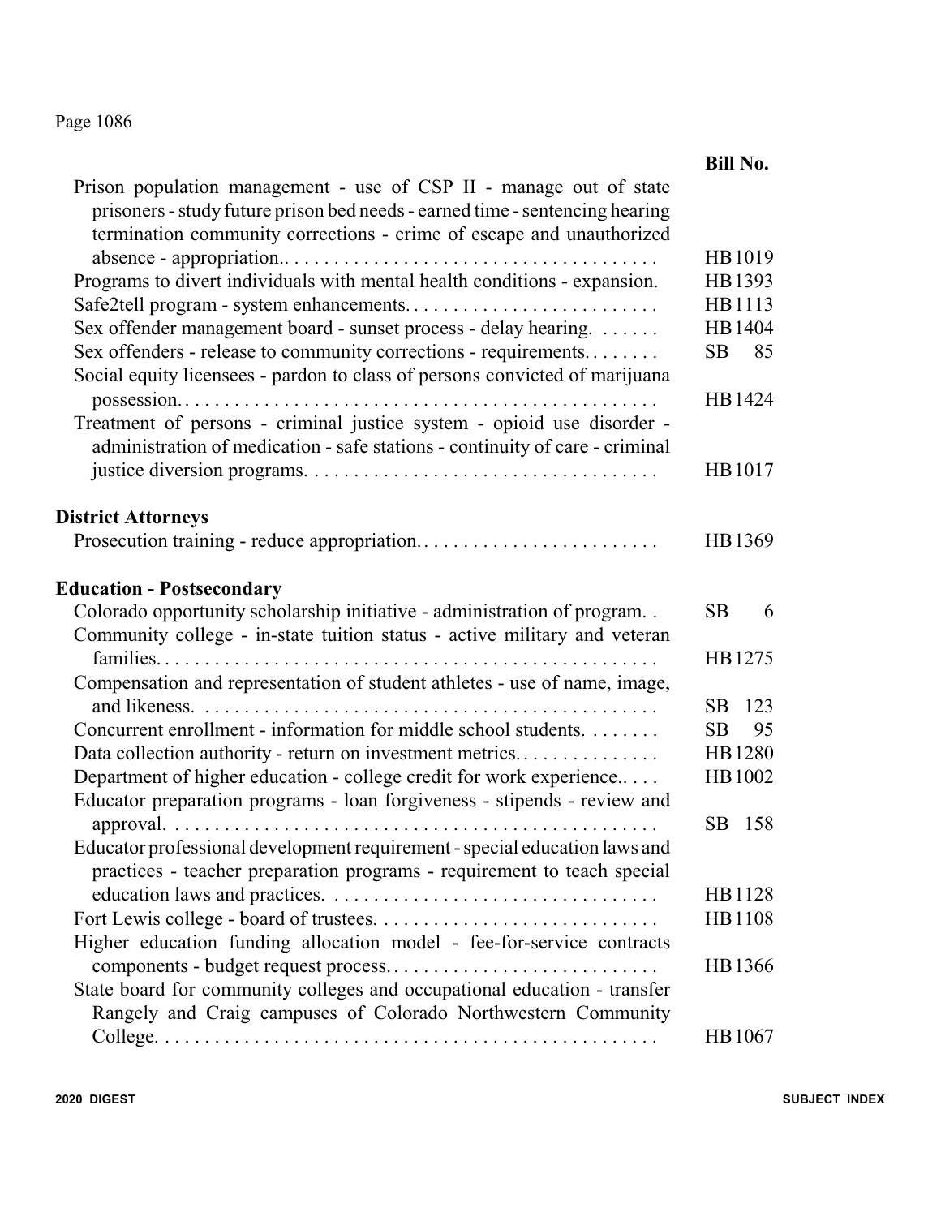| | Bill No. |
|---|---|
| Prison population management - use of CSP II - manage out of state prisoners - study future prison bed needs - earned time - sentencing hearing termination community corrections - crime of escape and unauthorized absence - appropriation.. | HB 1019 |
| Programs to divert individuals with mental health conditions - expansion. | HB 1393 |
| Safe2tell program - system enhancements. | HB 1113 |
| Sex offender management board - sunset process - delay hearing. | HB 1404 |
| Sex offenders - release to community corrections - requirements. | SB 85 |
| Social equity licensees - pardon to class of persons convicted of marijuana possession. | HB 1424 |
| Treatment of persons - criminal justice system - opioid use disorder - administration of medication - safe stations - continuity of care - criminal justice diversion programs. | HB 1017 |

**District Attorneys**

| | |
|---|---|
| Prosecution training - reduce appropriation. | HB 1369 |

**Education - Postsecondary**

| | |
|---|---|
| Colorado opportunity scholarship initiative - administration of program. | SB 6 |
| Community college - in-state tuition status - active military and veteran families. | HB 1275 |
| Compensation and representation of student athletes - use of name, image, and likeness. | SB 123 |
| Concurrent enrollment - information for middle school students. | SB 95 |
| Data collection authority - return on investment metrics. | HB 1280 |
| Department of higher education - college credit for work experience. | HB 1002 |
| Educator preparation programs - loan forgiveness - stipends - review and approval. | SB 158 |
| Educator professional development requirement - special education laws and practices - teacher preparation programs - requirement to teach special education laws and practices. | HB 1128 |
| Fort Lewis college - board of trustees. | HB 1108 |
| Higher education funding allocation model - fee-for-service contracts components - budget request process. | HB 1366 |
| State board for community colleges and occupational education - transfer Rangely and Craig campuses of Colorado Northwestern Community College. | HB 1067 |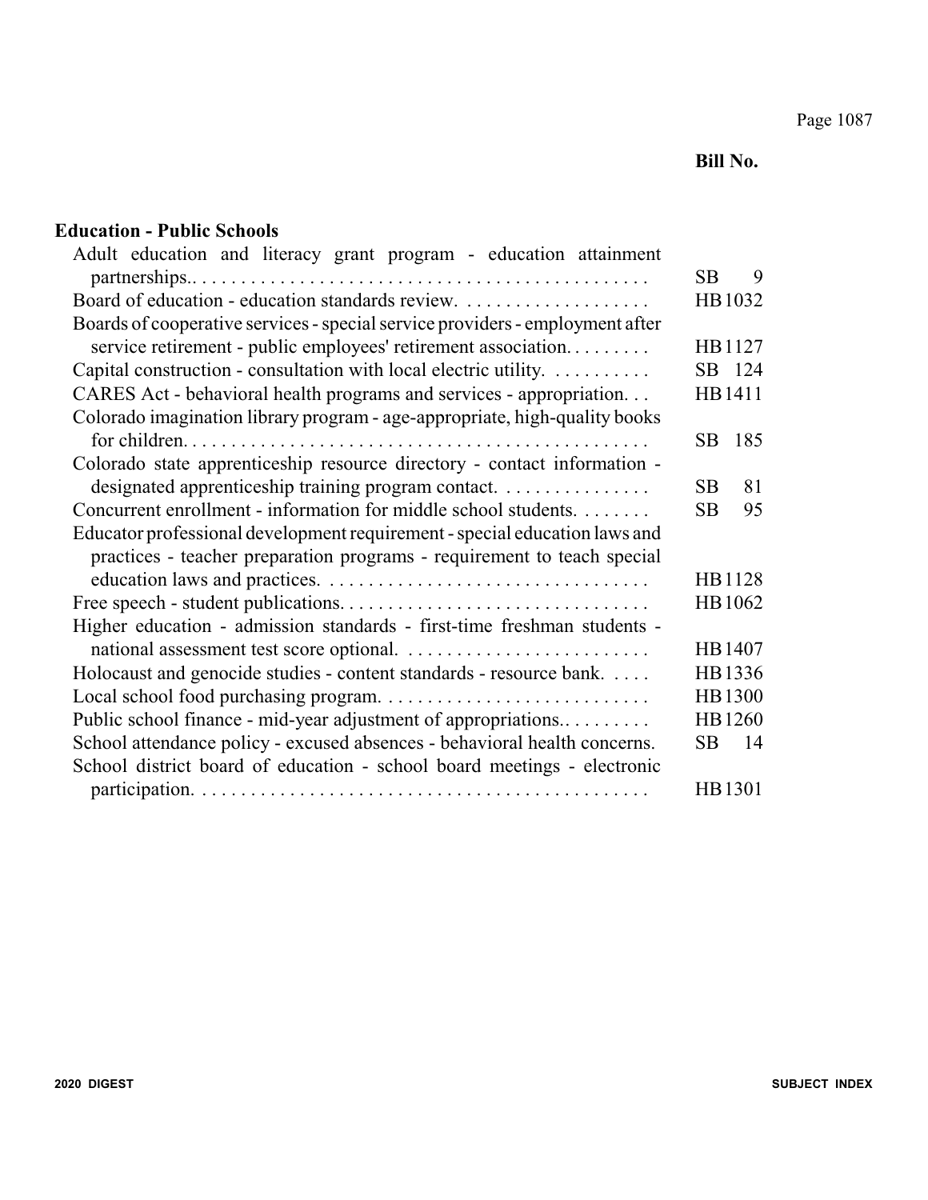| | Bill No. |
|---|---|
| **Education - Public Schools** | |
| Adult education and literacy grant program - education attainment partnerships.. | SB 9 |
| Board of education - education standards review. | HB 1032 |
| Boards of cooperative services - special service providers - employment after service retirement - public employees' retirement association. | HB 1127 |
| Capital construction - consultation with local electric utility. | SB 124 |
| CARES Act - behavioral health programs and services - appropriation. | HB 1411 |
| Colorado imagination library program - age-appropriate, high-quality books for children. | SB 185 |
| Colorado state apprenticeship resource directory - contact information - designated apprenticeship training program contact. | SB 81 |
| Concurrent enrollment - information for middle school students. | SB 95 |
| Educator professional development requirement - special education laws and practices - teacher preparation programs - requirement to teach special education laws and practices. | HB 1128 |
| Free speech - student publications. | HB 1062 |
| Higher education - admission standards - first-time freshman students - national assessment test score optional. | HB 1407 |
| Holocaust and genocide studies - content standards - resource bank. | HB 1336 |
| Local school food purchasing program. | HB 1300 |
| Public school finance - mid-year adjustment of appropriations.. | HB 1260 |
| School attendance policy - excused absences - behavioral health concerns. | SB 14 |
| School district board of education - school board meetings - electronic participation. | HB 1301 |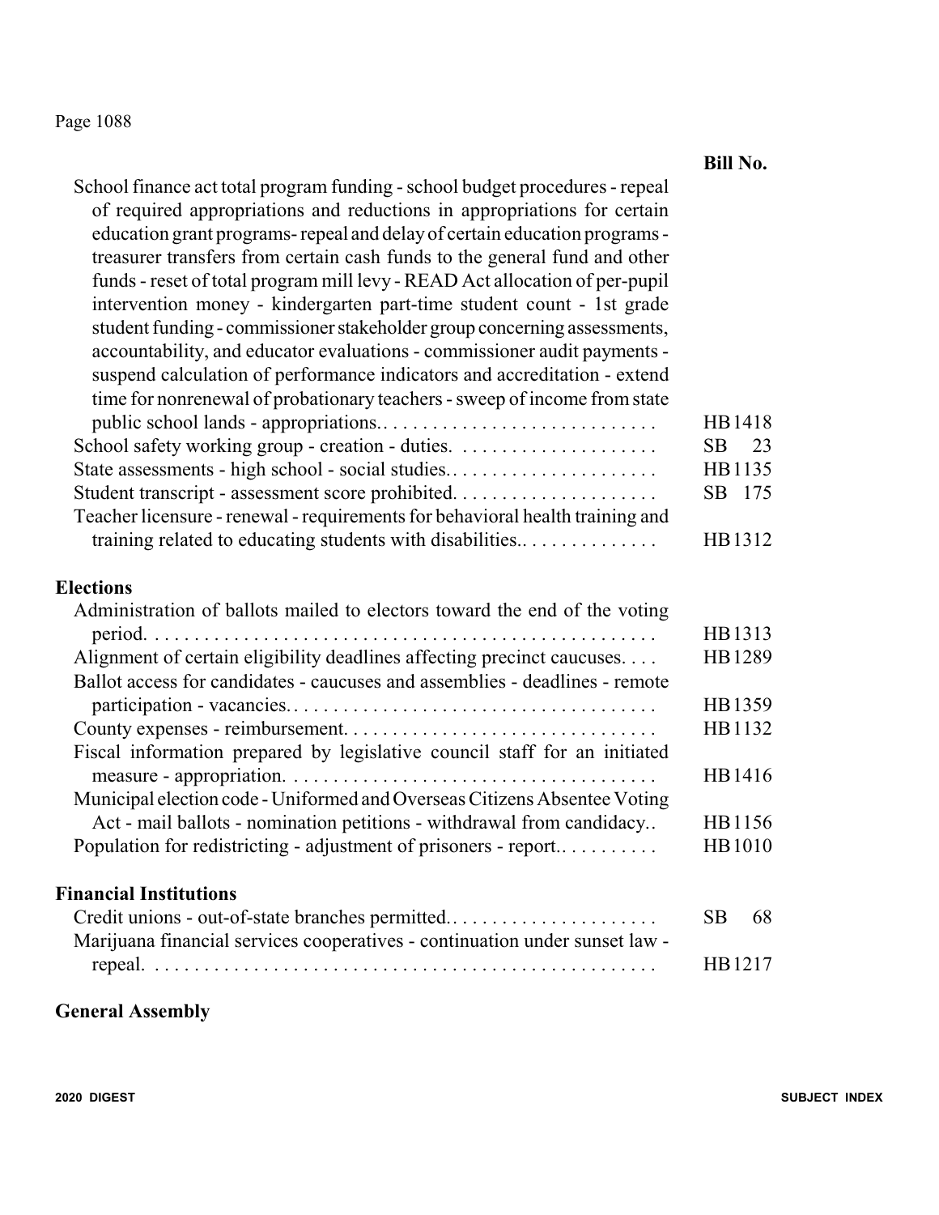| | Bill No. |
|---|---|
| School finance act total program funding - school budget procedures - repeal of required appropriations and reductions in appropriations for certain education grant programs- repeal and delay of certain education programs - treasurer transfers from certain cash funds to the general fund and other funds - reset of total program mill levy - READ Act allocation of per-pupil intervention money - kindergarten part-time student count - 1st grade student funding - commissioner stakeholder group concerning assessments, accountability, and educator evaluations - commissioner audit payments - suspend calculation of performance indicators and accreditation - extend time for nonrenewal of probationary teachers - sweep of income from state public school lands - appropriations. | HB 1418 |
| School safety working group - creation - duties. | SB 23 |
| State assessments - high school - social studies. | HB 1135 |
| Student transcript - assessment score prohibited. | SB 175 |
| Teacher licensure - renewal - requirements for behavioral health training and training related to educating students with disabilities. | HB 1312 |

## Elections

| | |
|---|---|
| Administration of ballots mailed to electors toward the end of the voting period. | HB 1313 |
| Alignment of certain eligibility deadlines affecting precinct caucuses. | HB 1289 |
| Ballot access for candidates - caucuses and assemblies - deadlines - remote participation - vacancies. | HB 1359 |
| County expenses - reimbursement. | HB 1132 |
| Fiscal information prepared by legislative council staff for an initiated measure - appropriation. | HB 1416 |
| Municipal election code - Uniformed and Overseas Citizens Absentee Voting Act - mail ballots - nomination petitions - withdrawal from candidacy. | HB 1156 |
| Population for redistricting - adjustment of prisoners - report. | HB 1010 |

## Financial Institutions

| | |
|---|---|
| Credit unions - out-of-state branches permitted. | SB 68 |
| Marijuana financial services cooperatives - continuation under sunset law - repeal. | HB 1217 |

## General Assembly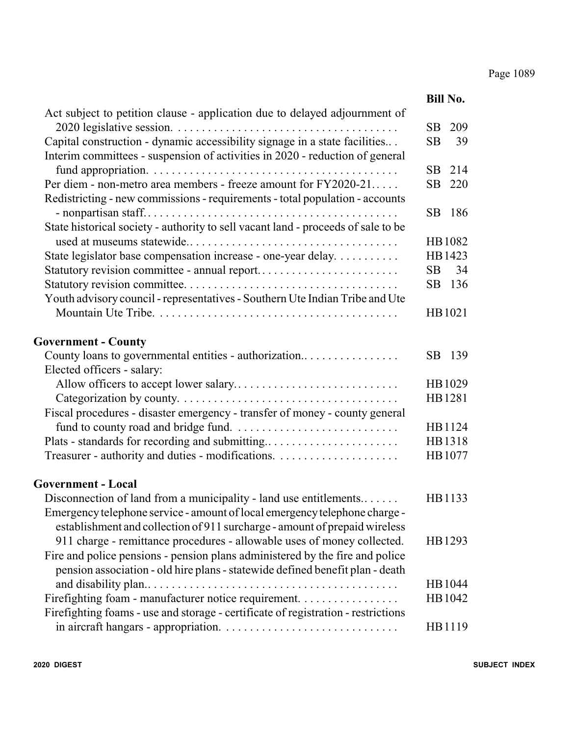| | Bill No. |
|---|---|
| Act subject to petition clause - application due to delayed adjournment of 2020 legislative session. | SB 209 |
| Capital construction - dynamic accessibility signage in a state facilities.. | SB 39 |
| Interim committees - suspension of activities in 2020 - reduction of general fund appropriation. | SB 214 |
| Per diem - non-metro area members - freeze amount for FY2020-21. | SB 220 |
| Redistricting - new commissions - requirements - total population - accounts - nonpartisan staff. | SB 186 |
| State historical society - authority to sell vacant land - proceeds of sale to be used at museums statewide. | HB 1082 |
| State legislator base compensation increase - one-year delay. | HB 1423 |
| Statutory revision committee - annual report. | SB 34 |
| Statutory revision committee. | SB 136 |
| Youth advisory council - representatives - Southern Ute Indian Tribe and Ute Mountain Ute Tribe. | HB 1021 |

## Government - County

| | |
|---|---|
| County loans to governmental entities - authorization. | SB 139 |
| Elected officers - salary: | |
| Allow officers to accept lower salary. | HB 1029 |
| Categorization by county. | HB 1281 |
| Fiscal procedures - disaster emergency - transfer of money - county general fund to county road and bridge fund. | HB 1124 |
| Plats - standards for recording and submitting. | HB 1318 |
| Treasurer - authority and duties - modifications. | HB 1077 |

## Government - Local

| | |
|---|---|
| Disconnection of land from a municipality - land use entitlements. | HB 1133 |
| Emergency telephone service - amount of local emergency telephone charge - establishment and collection of 911 surcharge - amount of prepaid wireless 911 charge - remittance procedures - allowable uses of money collected. | HB 1293 |
| Fire and police pensions - pension plans administered by the fire and police pension association - old hire plans - statewide defined benefit plan - death and disability plan. | HB 1044 |
| Firefighting foam - manufacturer notice requirement. | HB 1042 |
| Firefighting foams - use and storage - certificate of registration - restrictions in aircraft hangars - appropriation. | HB 1119 |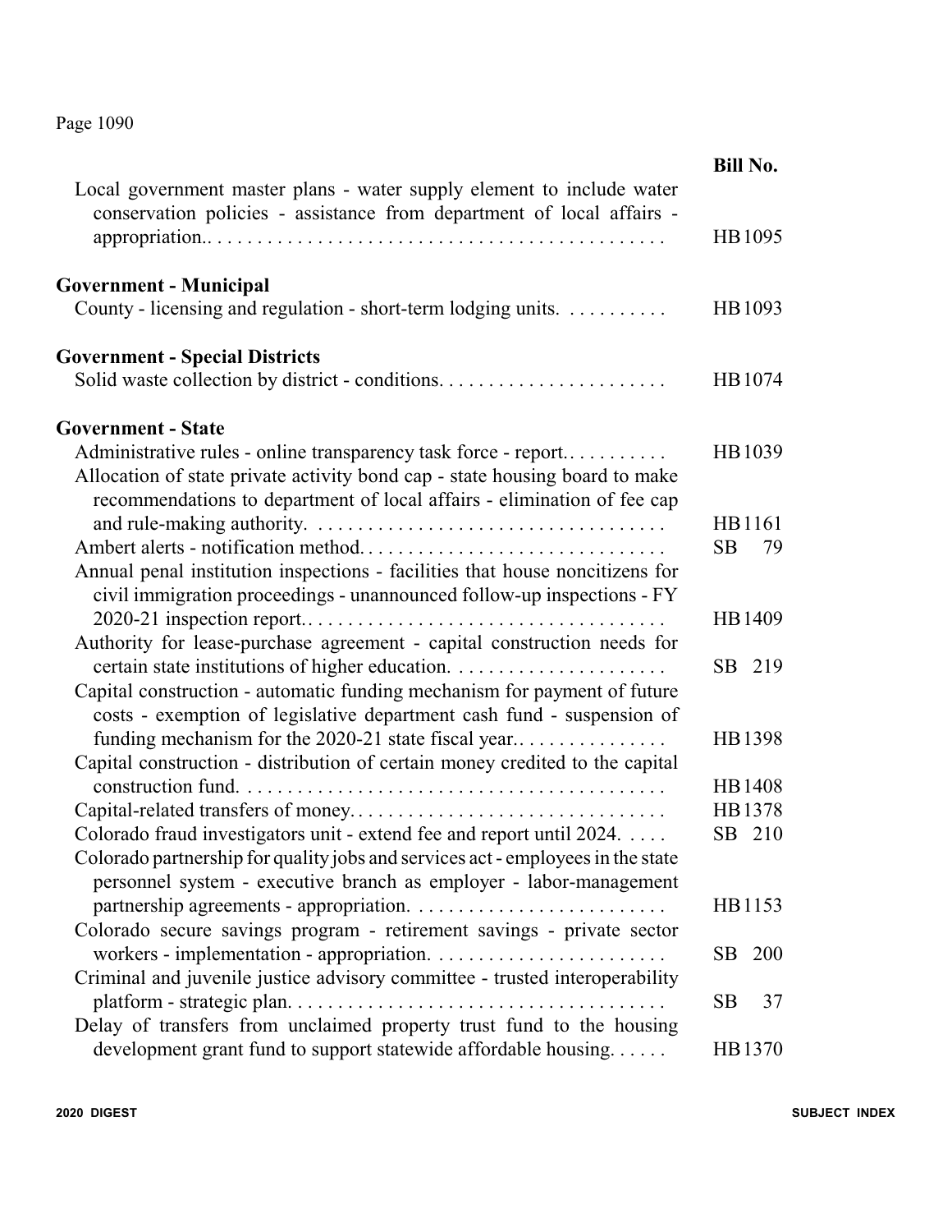| | Bill No. |
|---|---|
| Local government master plans - water supply element to include water conservation policies - assistance from department of local affairs - appropriation.. | HB 1095 |

## Government - Municipal

| | |
|---|---|
| County - licensing and regulation - short-term lodging units. | HB 1093 |

## Government - Special Districts

| | |
|---|---|
| Solid waste collection by district - conditions. | HB 1074 |

## Government - State

| | |
|---|---|
| Administrative rules - online transparency task force - report.. | HB 1039 |
| Allocation of state private activity bond cap - state housing board to make recommendations to department of local affairs - elimination of fee cap and rule-making authority. | HB 1161 |
| Ambert alerts - notification method. | SB 79 |
| Annual penal institution inspections - facilities that house noncitizens for civil immigration proceedings - unannounced follow-up inspections - FY 2020-21 inspection report.. | HB 1409 |
| Authority for lease-purchase agreement - capital construction needs for certain state institutions of higher education. | SB 219 |
| Capital construction - automatic funding mechanism for payment of future costs - exemption of legislative department cash fund - suspension of funding mechanism for the 2020-21 state fiscal year.. | HB 1398 |
| Capital construction - distribution of certain money credited to the capital construction fund. | HB 1408 |
| Capital-related transfers of money. | HB 1378 |
| Colorado fraud investigators unit - extend fee and report until 2024. | SB 210 |
| Colorado partnership for quality jobs and services act - employees in the state personnel system - executive branch as employer - labor-management partnership agreements - appropriation. | HB 1153 |
| Colorado secure savings program - retirement savings - private sector workers - implementation - appropriation. | SB 200 |
| Criminal and juvenile justice advisory committee - trusted interoperability platform - strategic plan. | SB 37 |
| Delay of transfers from unclaimed property trust fund to the housing development grant fund to support statewide affordable housing. | HB 1370 |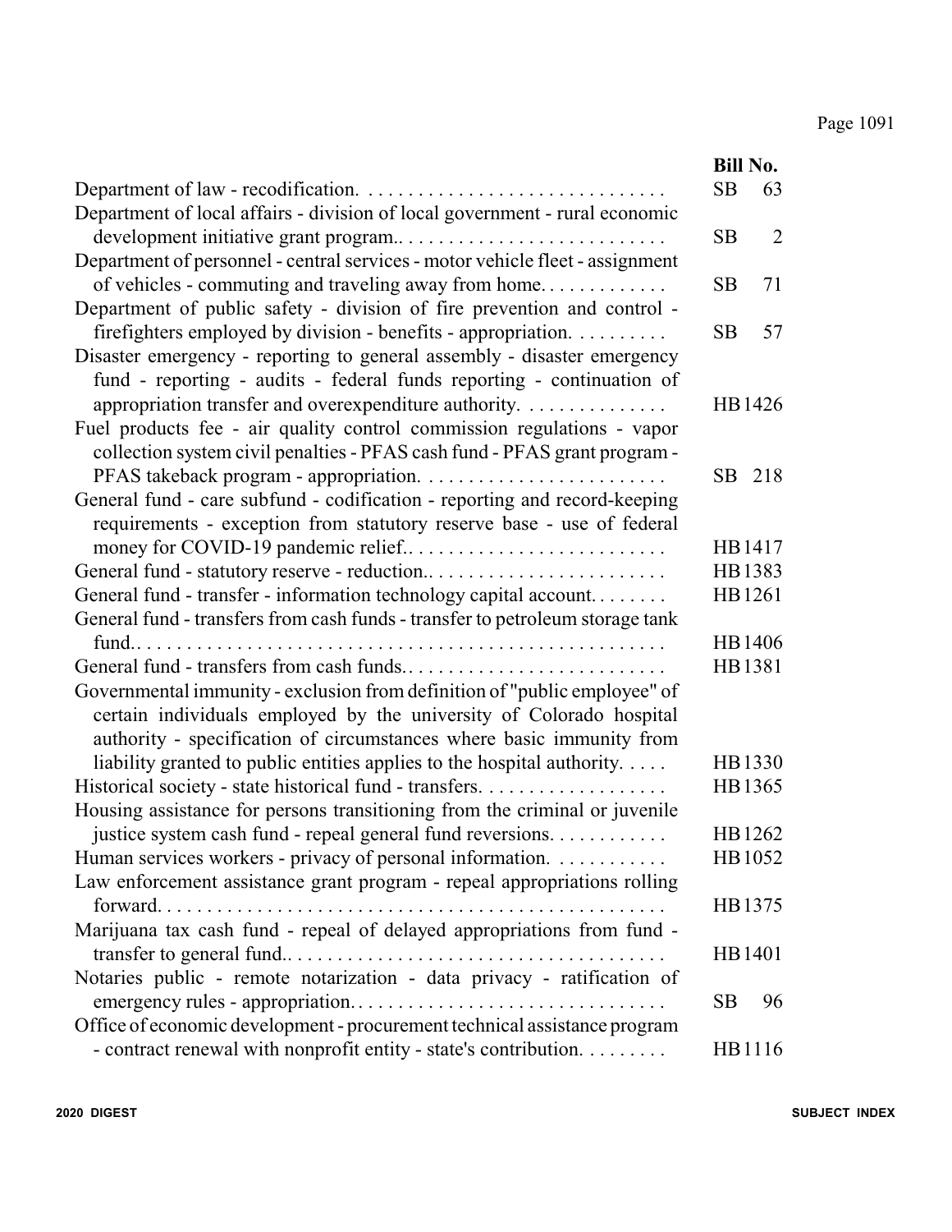| | Bill No. |
|---|---|
| Department of law - recodification. | SB 63 |
| Department of local affairs - division of local government - rural economic development initiative grant program.. | SB 2 |
| Department of personnel - central services - motor vehicle fleet - assignment of vehicles - commuting and traveling away from home. | SB 71 |
| Department of public safety - division of fire prevention and control - firefighters employed by division - benefits - appropriation. | SB 57 |
| Disaster emergency - reporting to general assembly - disaster emergency fund - reporting - audits - federal funds reporting - continuation of appropriation transfer and overexpenditure authority. | HB 1426 |
| Fuel products fee - air quality control commission regulations - vapor collection system civil penalties - PFAS cash fund - PFAS grant program - PFAS takeback program - appropriation. | SB 218 |
| General fund - care subfund - codification - reporting and record-keeping requirements - exception from statutory reserve base - use of federal money for COVID-19 pandemic relief.. | HB 1417 |
| General fund - statutory reserve - reduction.. | HB 1383 |
| General fund - transfer - information technology capital account. | HB 1261 |
| General fund - transfers from cash funds - transfer to petroleum storage tank fund.. | HB 1406 |
| General fund - transfers from cash funds.. | HB 1381 |
| Governmental immunity - exclusion from definition of "public employee" of certain individuals employed by the university of Colorado hospital authority - specification of circumstances where basic immunity from liability granted to public entities applies to the hospital authority. | HB 1330 |
| Historical society - state historical fund - transfers. | HB 1365 |
| Housing assistance for persons transitioning from the criminal or juvenile justice system cash fund - repeal general fund reversions. | HB 1262 |
| Human services workers - privacy of personal information. | HB 1052 |
| Law enforcement assistance grant program - repeal appropriations rolling forward. | HB 1375 |
| Marijuana tax cash fund - repeal of delayed appropriations from fund - transfer to general fund.. | HB 1401 |
| Notaries public - remote notarization - data privacy - ratification of emergency rules - appropriation. | SB 96 |
| Office of economic development - procurement technical assistance program - contract renewal with nonprofit entity - state's contribution. | HB 1116 |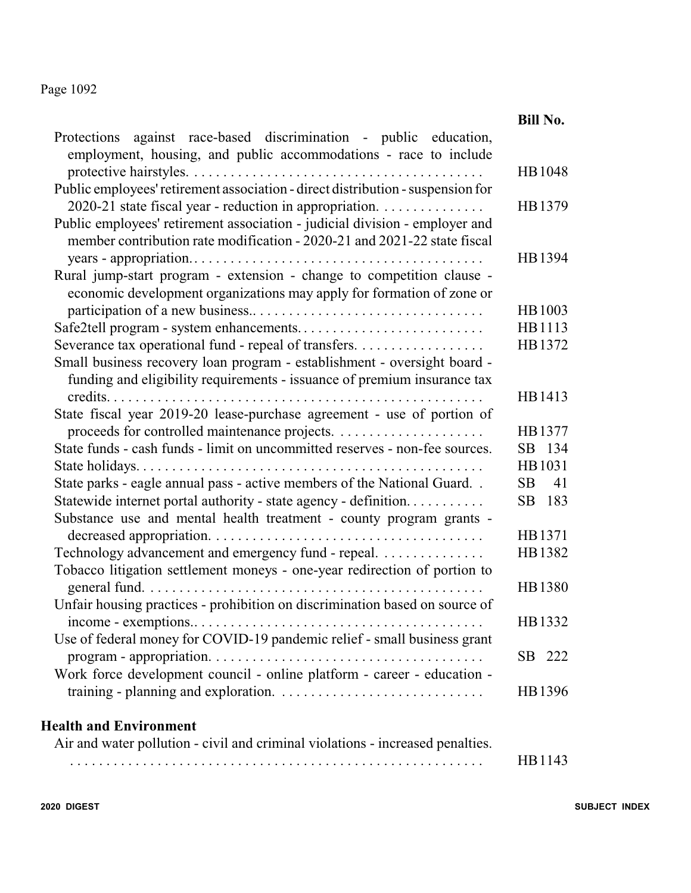| | Bill No. |
|---|---|
| Protections against race-based discrimination - public education, employment, housing, and public accommodations - race to include protective hairstyles. | HB 1048 |
| Public employees' retirement association - direct distribution - suspension for 2020-21 state fiscal year - reduction in appropriation. | HB 1379 |
| Public employees' retirement association - judicial division - employer and member contribution rate modification - 2020-21 and 2021-22 state fiscal years - appropriation. | HB 1394 |
| Rural jump-start program - extension - change to competition clause - economic development organizations may apply for formation of zone or participation of a new business. | HB 1003 |
| Safe2tell program - system enhancements. | HB 1113 |
| Severance tax operational fund - repeal of transfers. | HB 1372 |
| Small business recovery loan program - establishment - oversight board - funding and eligibility requirements - issuance of premium insurance tax credits. | HB 1413 |
| State fiscal year 2019-20 lease-purchase agreement - use of portion of proceeds for controlled maintenance projects. | HB 1377 |
| State funds - cash funds - limit on uncommitted reserves - non-fee sources. | SB 134 |
| State holidays. | HB 1031 |
| State parks - eagle annual pass - active members of the National Guard. | SB 41 |
| Statewide internet portal authority - state agency - definition. | SB 183 |
| Substance use and mental health treatment - county program grants - decreased appropriation. | HB 1371 |
| Technology advancement and emergency fund - repeal. | HB 1382 |
| Tobacco litigation settlement moneys - one-year redirection of portion to general fund. | HB 1380 |
| Unfair housing practices - prohibition on discrimination based on source of income - exemptions. | HB 1332 |
| Use of federal money for COVID-19 pandemic relief - small business grant program - appropriation. | SB 222 |
| Work force development council - online platform - career - education - training - planning and exploration. | HB 1396 |

## Health and Environment

| | |
|---|---|
| Air and water pollution - civil and criminal violations - increased penalties. | HB 1143 |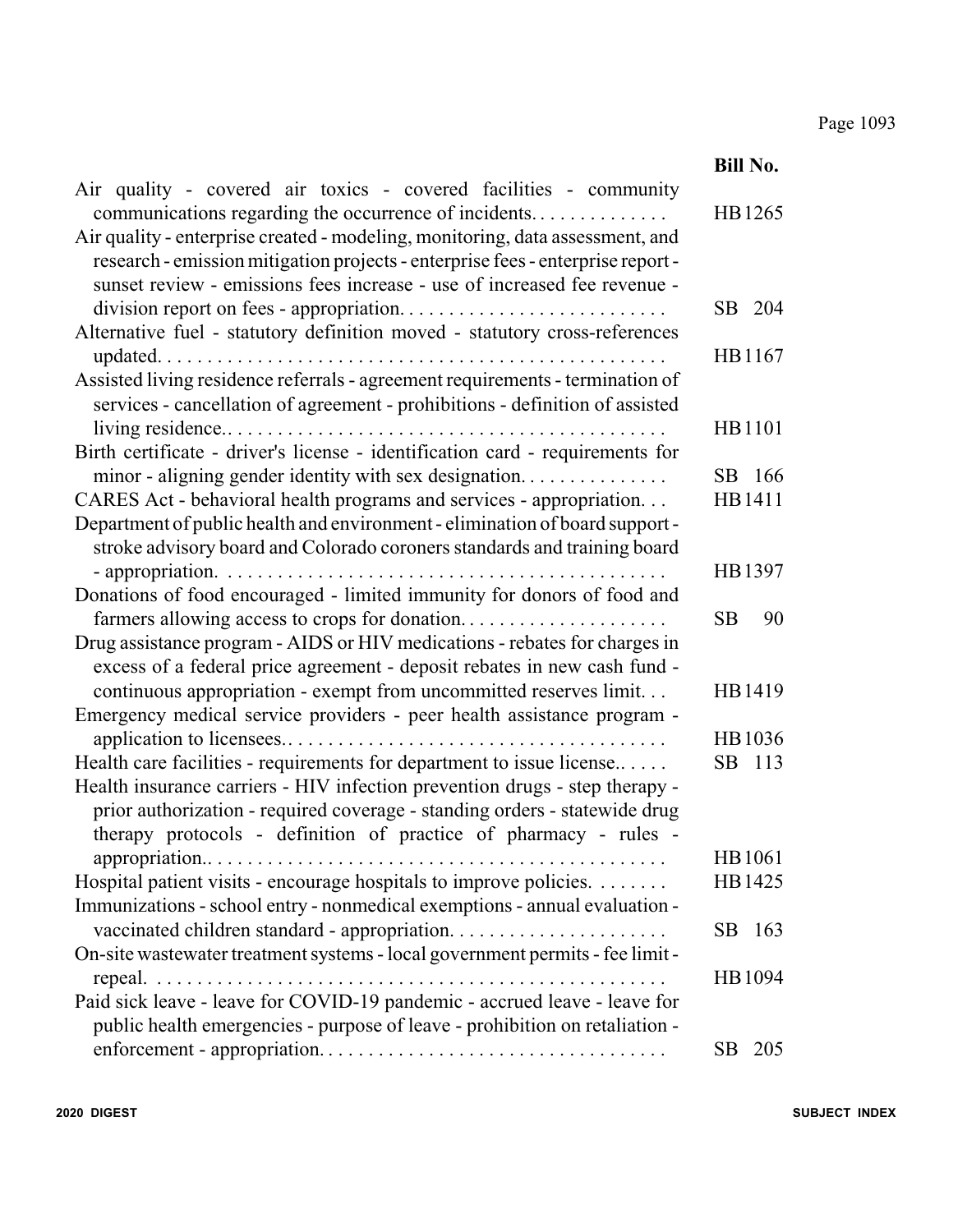| | Bill No. |
|---|---|
| Air quality - covered air toxics - covered facilities - community communications regarding the occurrence of incidents. | HB1265 |
| Air quality - enterprise created - modeling, monitoring, data assessment, and research - emission mitigation projects - enterprise fees - enterprise report - sunset review - emissions fees increase - use of increased fee revenue - division report on fees - appropriation. | SB 204 |
| Alternative fuel - statutory definition moved - statutory cross-references updated. | HB1167 |
| Assisted living residence referrals - agreement requirements - termination of services - cancellation of agreement - prohibitions - definition of assisted living residence. | HB1101 |
| Birth certificate - driver's license - identification card - requirements for minor - aligning gender identity with sex designation. | SB 166 |
| CARES Act - behavioral health programs and services - appropriation. | HB1411 |
| Department of public health and environment - elimination of board support - stroke advisory board and Colorado coroners standards and training board - appropriation. | HB1397 |
| Donations of food encouraged - limited immunity for donors of food and farmers allowing access to crops for donation. | SB 90 |
| Drug assistance program - AIDS or HIV medications - rebates for charges in excess of a federal price agreement - deposit rebates in new cash fund - continuous appropriation - exempt from uncommitted reserves limit. | HB1419 |
| Emergency medical service providers - peer health assistance program - application to licensees. | HB1036 |
| Health care facilities - requirements for department to issue license. | SB 113 |
| Health insurance carriers - HIV infection prevention drugs - step therapy - prior authorization - required coverage - standing orders - statewide drug therapy protocols - definition of practice of pharmacy - rules - appropriation. | HB1061 |
| Hospital patient visits - encourage hospitals to improve policies. | HB1425 |
| Immunizations - school entry - nonmedical exemptions - annual evaluation - vaccinated children standard - appropriation. | SB 163 |
| On-site wastewater treatment systems - local government permits - fee limit - repeal. | HB1094 |
| Paid sick leave - leave for COVID-19 pandemic - accrued leave - leave for public health emergencies - purpose of leave - prohibition on retaliation - enforcement - appropriation. | SB 205 |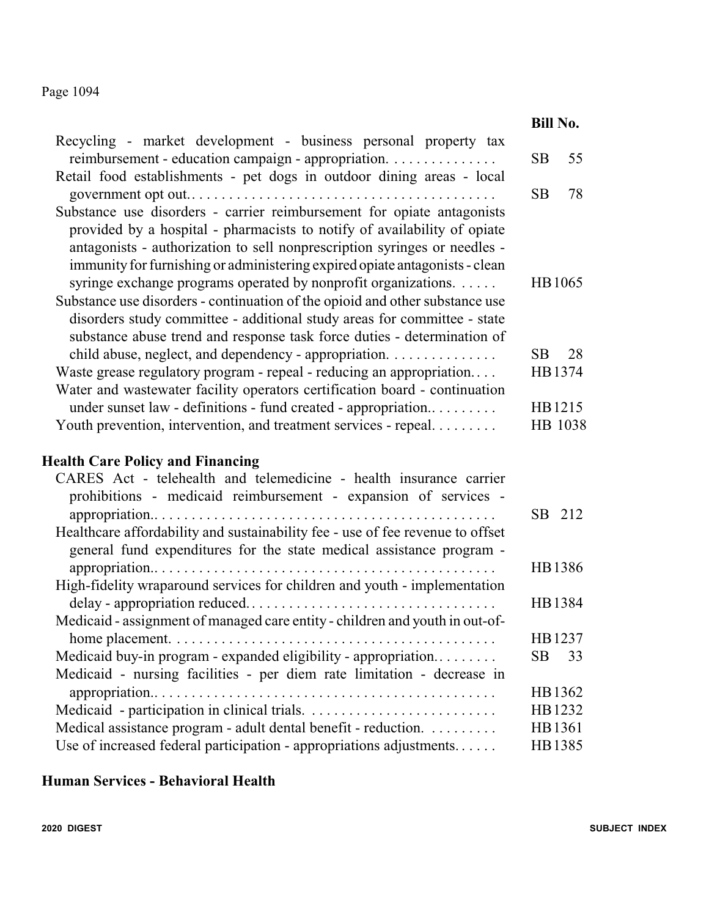| | Bill No. |
|---|---|
| Recycling - market development - business personal property tax reimbursement - education campaign - appropriation. | SB 55 |
| Retail food establishments - pet dogs in outdoor dining areas - local government opt out. | SB 78 |
| Substance use disorders - carrier reimbursement for opiate antagonists provided by a hospital - pharmacists to notify of availability of opiate antagonists - authorization to sell nonprescription syringes or needles - immunity for furnishing or administering expired opiate antagonists - clean syringe exchange programs operated by nonprofit organizations. | HB 1065 |
| Substance use disorders - continuation of the opioid and other substance use disorders study committee - additional study areas for committee - state substance abuse trend and response task force duties - determination of child abuse, neglect, and dependency - appropriation. | SB 28 |
| Waste grease regulatory program - repeal - reducing an appropriation. | HB 1374 |
| Water and wastewater facility operators certification board - continuation under sunset law - definitions - fund created - appropriation. | HB 1215 |
| Youth prevention, intervention, and treatment services - repeal. | HB 1038 |

## Health Care Policy and Financing

| | |
|---|---|
| CARES Act - telehealth and telemedicine - health insurance carrier prohibitions - medicaid reimbursement - expansion of services - appropriation. | SB 212 |
| Healthcare affordability and sustainability fee - use of fee revenue to offset general fund expenditures for the state medical assistance program - appropriation. | HB 1386 |
| High-fidelity wraparound services for children and youth - implementation delay - appropriation reduced. | HB 1384 |
| Medicaid - assignment of managed care entity - children and youth in out-of-home placement. | HB 1237 |
| Medicaid buy-in program - expanded eligibility - appropriation. | SB 33 |
| Medicaid - nursing facilities - per diem rate limitation - decrease in appropriation. | HB 1362 |
| Medicaid - participation in clinical trials. | HB 1232 |
| Medical assistance program - adult dental benefit - reduction. | HB 1361 |
| Use of increased federal participation - appropriations adjustments. | HB 1385 |

## Human Services - Behavioral Health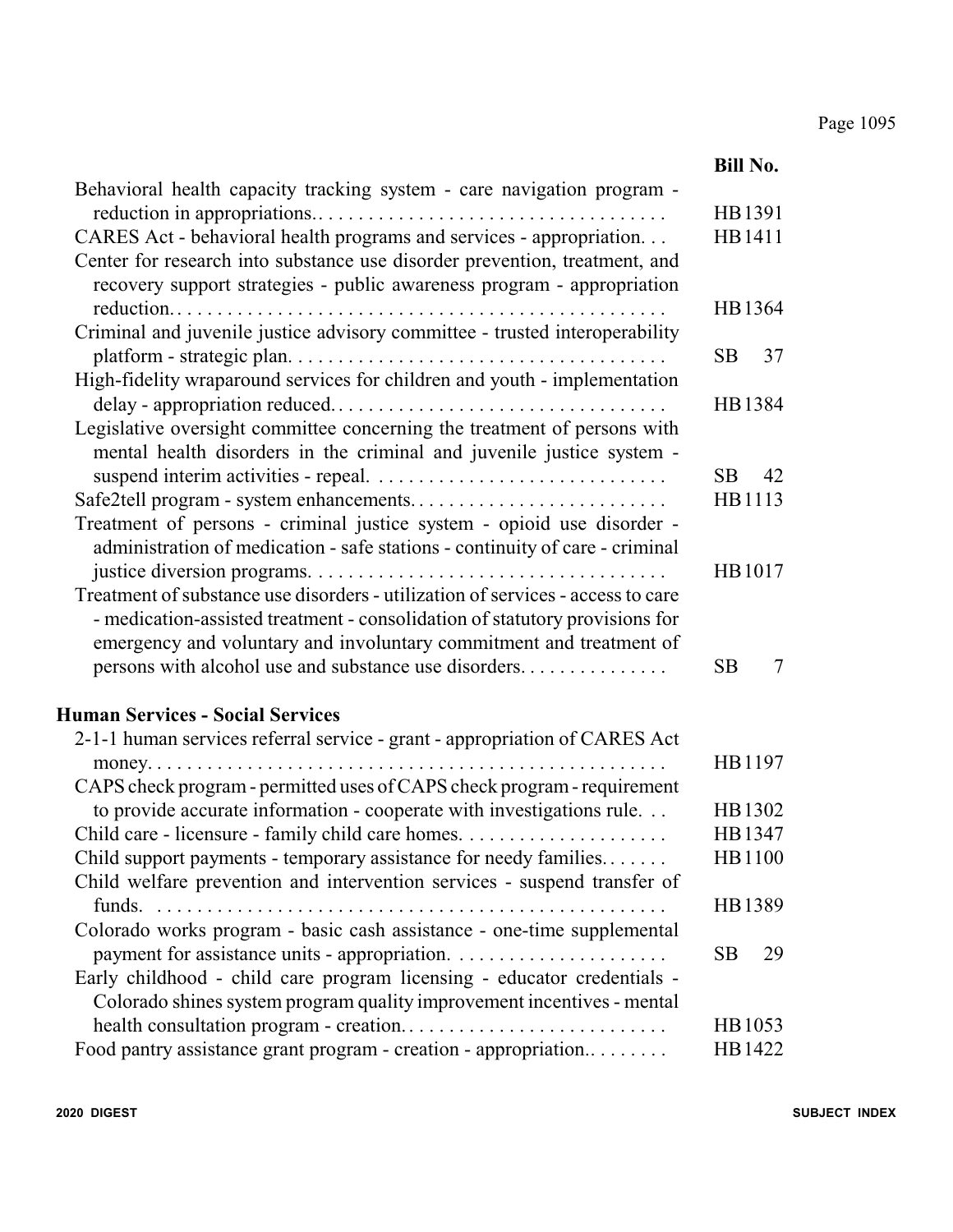| | Bill No. |
|---|---|
| Behavioral health capacity tracking system - care navigation program - reduction in appropriations. | HB1391 |
| CARES Act - behavioral health programs and services - appropriation. | HB1411 |
| Center for research into substance use disorder prevention, treatment, and recovery support strategies - public awareness program - appropriation reduction. | HB1364 |
| Criminal and juvenile justice advisory committee - trusted interoperability platform - strategic plan. | SB 37 |
| High-fidelity wraparound services for children and youth - implementation delay - appropriation reduced. | HB1384 |
| Legislative oversight committee concerning the treatment of persons with mental health disorders in the criminal and juvenile justice system - suspend interim activities - repeal. | SB 42 |
| Safe2tell program - system enhancements. | HB1113 |
| Treatment of persons - criminal justice system - opioid use disorder - administration of medication - safe stations - continuity of care - criminal justice diversion programs. | HB1017 |
| Treatment of substance use disorders - utilization of services - access to care - medication-assisted treatment - consolidation of statutory provisions for emergency and voluntary and involuntary commitment and treatment of persons with alcohol use and substance use disorders. | SB 7 |

**Human Services - Social Services**

| | Bill No. |
|---|---|
| 2-1-1 human services referral service - grant - appropriation of CARES Act money. | HB1197 |
| CAPS check program - permitted uses of CAPS check program - requirement to provide accurate information - cooperate with investigations rule. | HB1302 |
| Child care - licensure - family child care homes. | HB1347 |
| Child support payments - temporary assistance for needy families. | HB1100 |
| Child welfare prevention and intervention services - suspend transfer of funds. | HB1389 |
| Colorado works program - basic cash assistance - one-time supplemental payment for assistance units - appropriation. | SB 29 |
| Early childhood - child care program licensing - educator credentials - Colorado shines system program quality improvement incentives - mental health consultation program - creation. | HB1053 |
| Food pantry assistance grant program - creation - appropriation. | HB1422 |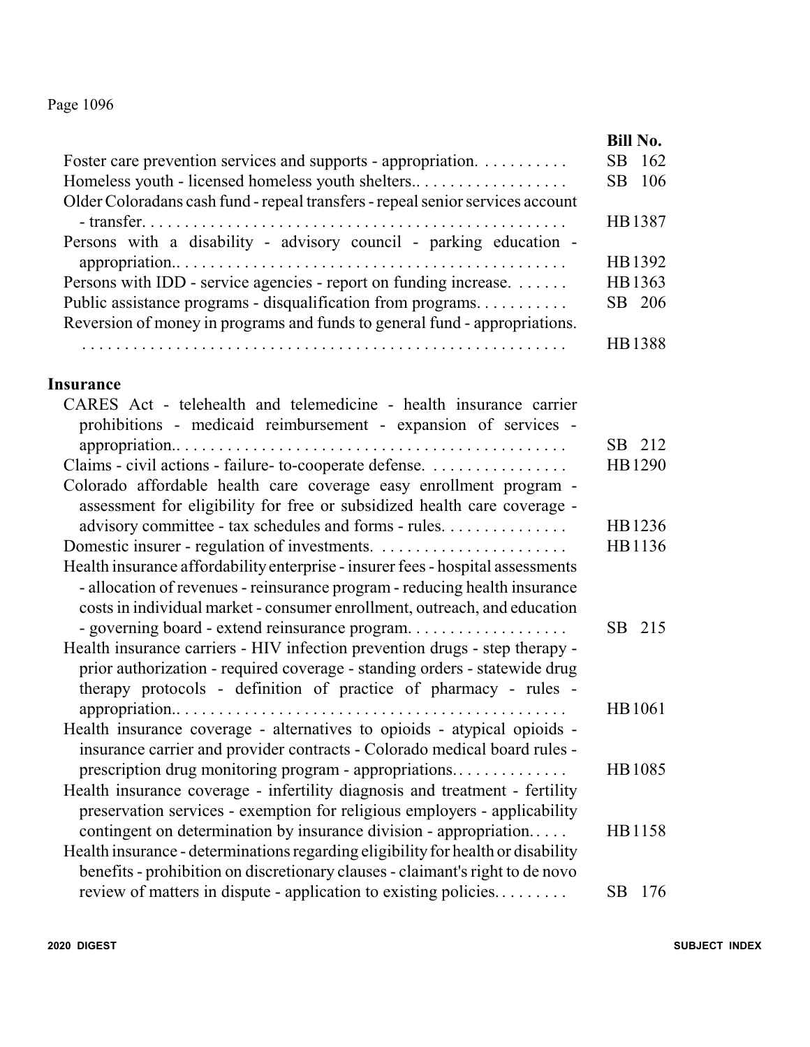| | Bill No. |
|---|---|
| Foster care prevention services and supports - appropriation. | SB 162 |
| Homeless youth - licensed homeless youth shelters.. | SB 106 |
| Older Coloradans cash fund - repeal transfers - repeal senior services account - transfer. | HB1387 |
| Persons with a disability - advisory council - parking education - appropriation.. | HB1392 |
| Persons with IDD - service agencies - report on funding increase. | HB1363 |
| Public assistance programs - disqualification from programs. | SB 206 |
| Reversion of money in programs and funds to general fund - appropriations. | HB1388 |

**Insurance**

| | Bill No. |
|---|---|
| CARES Act - telehealth and telemedicine - health insurance carrier prohibitions - medicaid reimbursement - expansion of services - appropriation.. | SB 212 |
| Claims - civil actions - failure- to-cooperate defense. | HB1290 |
| Colorado affordable health care coverage easy enrollment program - assessment for eligibility for free or subsidized health care coverage - advisory committee - tax schedules and forms - rules. | HB1236 |
| Domestic insurer - regulation of investments. | HB1136 |
| Health insurance affordability enterprise - insurer fees - hospital assessments - allocation of revenues - reinsurance program - reducing health insurance costs in individual market - consumer enrollment, outreach, and education - governing board - extend reinsurance program. | SB 215 |
| Health insurance carriers - HIV infection prevention drugs - step therapy - prior authorization - required coverage - standing orders - statewide drug therapy protocols - definition of practice of pharmacy - rules - appropriation.. | HB1061 |
| Health insurance coverage - alternatives to opioids - atypical opioids - insurance carrier and provider contracts - Colorado medical board rules - prescription drug monitoring program - appropriations. | HB1085 |
| Health insurance coverage - infertility diagnosis and treatment - fertility preservation services - exemption for religious employers - applicability contingent on determination by insurance division - appropriation. | HB1158 |
| Health insurance - determinations regarding eligibility for health or disability benefits - prohibition on discretionary clauses - claimant's right to de novo review of matters in dispute - application to existing policies. | SB 176 |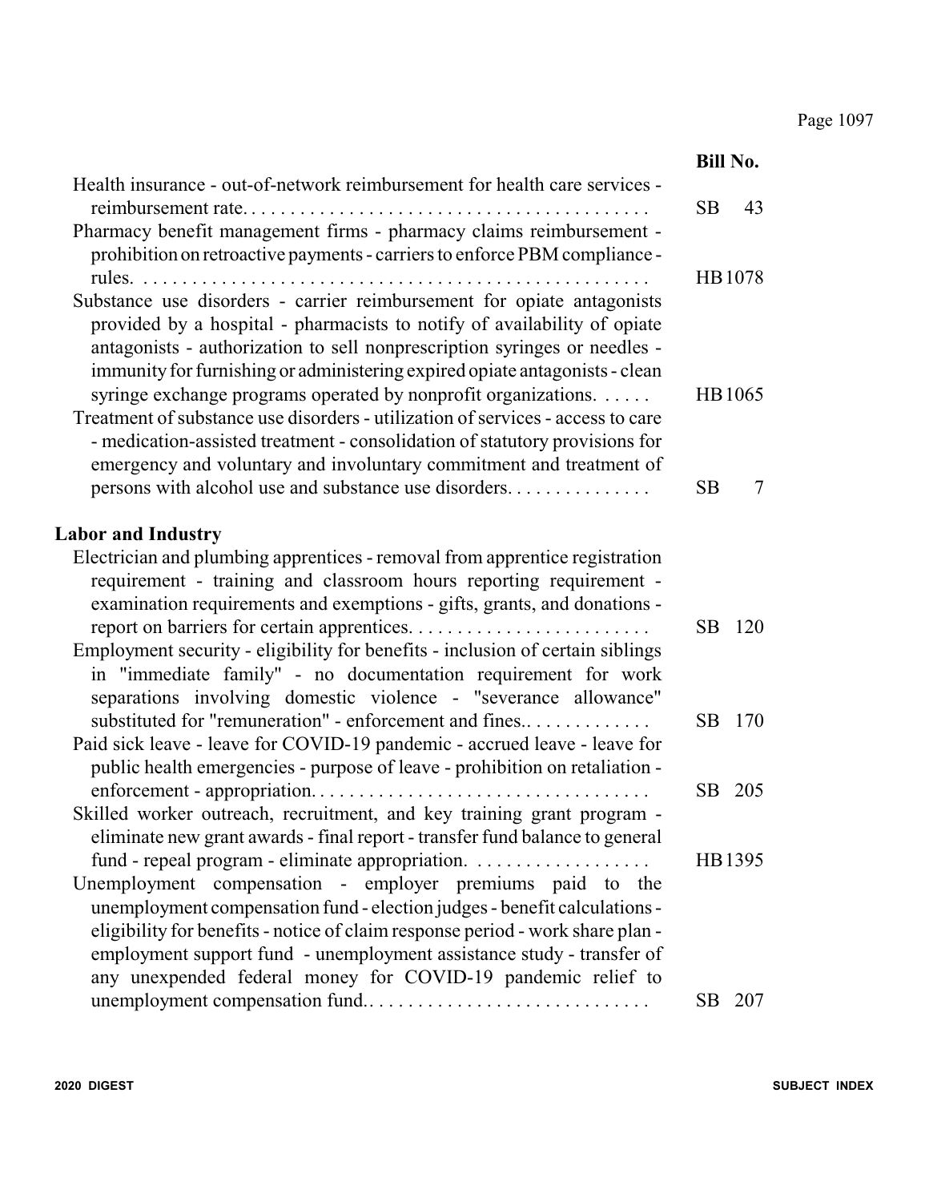| | Bill No. |
|---|---|
| Health insurance - out-of-network reimbursement for health care services - reimbursement rate. | SB 43 |
| Pharmacy benefit management firms - pharmacy claims reimbursement - prohibition on retroactive payments - carriers to enforce PBM compliance - rules. | HB 1078 |
| Substance use disorders - carrier reimbursement for opiate antagonists provided by a hospital - pharmacists to notify of availability of opiate antagonists - authorization to sell nonprescription syringes or needles - immunity for furnishing or administering expired opiate antagonists - clean syringe exchange programs operated by nonprofit organizations. | HB 1065 |
| Treatment of substance use disorders - utilization of services - access to care - medication-assisted treatment - consolidation of statutory provisions for emergency and voluntary and involuntary commitment and treatment of persons with alcohol use and substance use disorders. | SB 7 |

**Labor and Industry**

| | Bill No. |
|---|---|
| Electrician and plumbing apprentices - removal from apprentice registration requirement - training and classroom hours reporting requirement - examination requirements and exemptions - gifts, grants, and donations - report on barriers for certain apprentices. | SB 120 |
| Employment security - eligibility for benefits - inclusion of certain siblings in "immediate family" - no documentation requirement for work separations involving domestic violence - "severance allowance" substituted for "remuneration" - enforcement and fines. | SB 170 |
| Paid sick leave - leave for COVID-19 pandemic - accrued leave - leave for public health emergencies - purpose of leave - prohibition on retaliation - enforcement - appropriation. | SB 205 |
| Skilled worker outreach, recruitment, and key training grant program - eliminate new grant awards - final report - transfer fund balance to general fund - repeal program - eliminate appropriation. | HB 1395 |
| Unemployment compensation - employer premiums paid to the unemployment compensation fund - election judges - benefit calculations - eligibility for benefits - notice of claim response period - work share plan - employment support fund - unemployment assistance study - transfer of any unexpended federal money for COVID-19 pandemic relief to unemployment compensation fund. | SB 207 |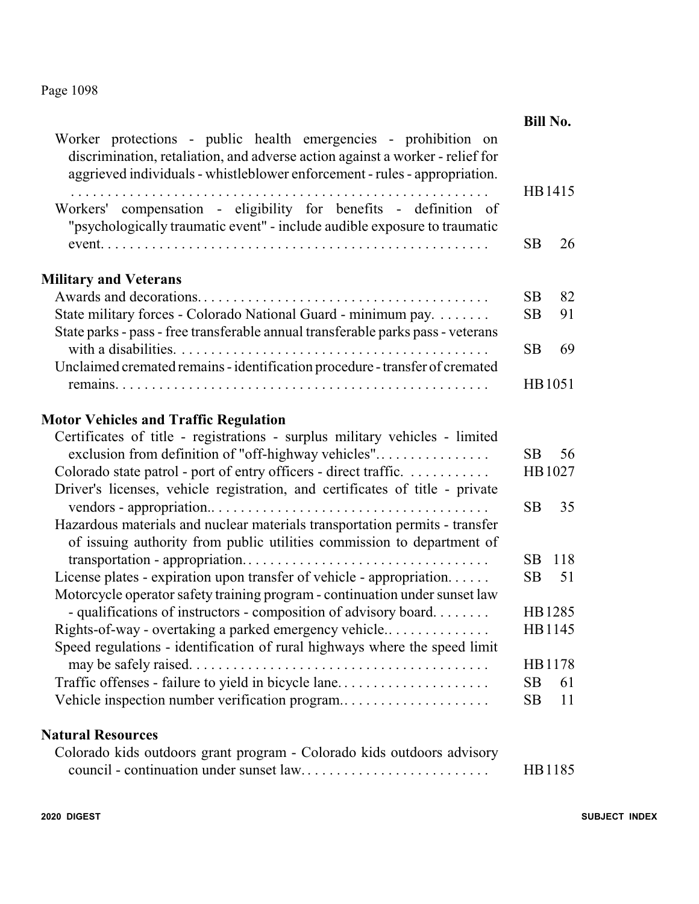| | Bill No. |
|---|---|
| Worker protections - public health emergencies - prohibition on discrimination, retaliation, and adverse action against a worker - relief for aggrieved individuals - whistleblower enforcement - rules - appropriation. . . . . . . . . . . . . . . . . . . . . . . . . . . . . . . . . . . . . . . . . . . . . . . . . . . . . . . . . | HB 1415 |
| Workers' compensation - eligibility for benefits - definition of "psychologically traumatic event" - include audible exposure to traumatic event. . . . . . . . . . . . . . . . . . . . . . . . . . . . . . . . . . . . . . . . . . . . . . . . . . . . | SB 26 |

## Military and Veterans

| | |
|---|---|
| Awards and decorations. . . . . . . . . . . . . . . . . . . . . . . . . . . . . . . . . . . . . . . . | SB 82 |
| State military forces - Colorado National Guard - minimum pay. . . . . . . . | SB 91 |
| State parks - pass - free transferable annual transferable parks pass - veterans with a disabilities. . . . . . . . . . . . . . . . . . . . . . . . . . . . . . . . . . . . . . . . . . . | SB 69 |
| Unclaimed cremated remains - identification procedure - transfer of cremated remains. . . . . . . . . . . . . . . . . . . . . . . . . . . . . . . . . . . . . . . . . . . . . . . . . . . | HB 1051 |

## Motor Vehicles and Traffic Regulation

| | |
|---|---|
| Certificates of title - registrations - surplus military vehicles - limited exclusion from definition of "off-highway vehicles". . . . . . . . . . . . . . . . | SB 56 |
| Colorado state patrol - port of entry officers - direct traffic. . . . . . . . . . . . | HB 1027 |
| Driver's licenses, vehicle registration, and certificates of title - private vendors - appropriation.. . . . . . . . . . . . . . . . . . . . . . . . . . . . . . . . . . . . . . | SB 35 |
| Hazardous materials and nuclear materials transportation permits - transfer of issuing authority from public utilities commission to department of transportation - appropriation. . . . . . . . . . . . . . . . . . . . . . . . . . . . . . . . . . . | SB 118 |
| License plates - expiration upon transfer of vehicle - appropriation. . . . . . | SB 51 |
| Motorcycle operator safety training program - continuation under sunset law - qualifications of instructors - composition of advisory board. . . . . . . . | HB 1285 |
| Rights-of-way - overtaking a parked emergency vehicle.. . . . . . . . . . . . . . . | HB 1145 |
| Speed regulations - identification of rural highways where the speed limit may be safely raised. . . . . . . . . . . . . . . . . . . . . . . . . . . . . . . . . . . . . . . . . . | HB 1178 |
| Traffic offenses - failure to yield in bicycle lane. . . . . . . . . . . . . . . . . . . . . | SB 61 |
| Vehicle inspection number verification program.. . . . . . . . . . . . . . . . . . . . | SB 11 |

## Natural Resources

| | |
|---|---|
| Colorado kids outdoors grant program - Colorado kids outdoors advisory council - continuation under sunset law. . . . . . . . . . . . . . . . . . . . . . . . . . | HB 1185 |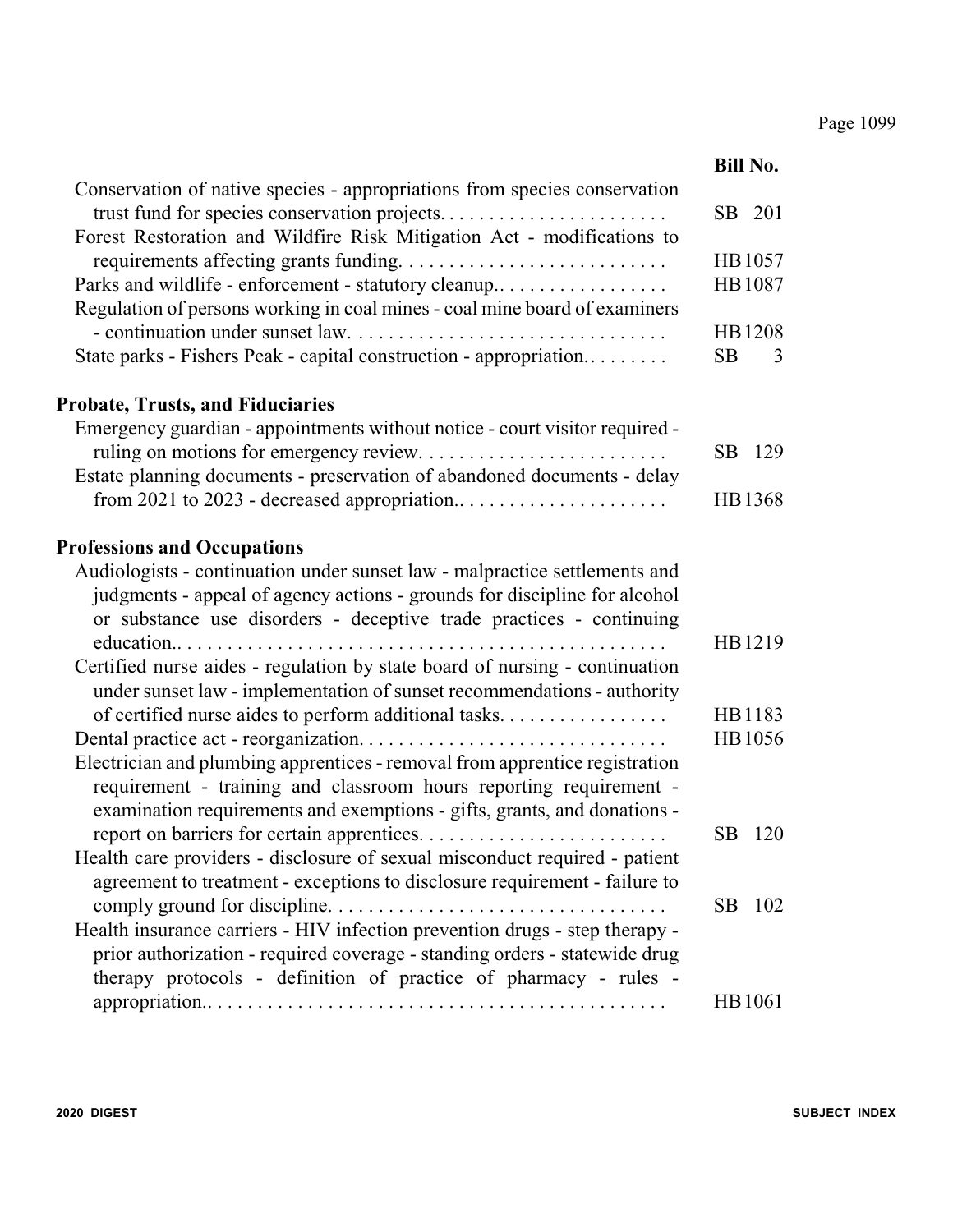| | Bill No. |
|---|---|
| Conservation of native species - appropriations from species conservation trust fund for species conservation projects. | SB 201 |
| Forest Restoration and Wildfire Risk Mitigation Act - modifications to requirements affecting grants funding. | HB 1057 |
| Parks and wildlife - enforcement - statutory cleanup.. | HB 1087 |
| Regulation of persons working in coal mines - coal mine board of examiners - continuation under sunset law. | HB 1208 |
| State parks - Fishers Peak - capital construction - appropriation.. | SB 3 |

**Probate, Trusts, and Fiduciaries**

| | |
|---|---|
| Emergency guardian - appointments without notice - court visitor required - ruling on motions for emergency review. | SB 129 |
| Estate planning documents - preservation of abandoned documents - delay from 2021 to 2023 - decreased appropriation.. | HB 1368 |

**Professions and Occupations**

| | |
|---|---|
| Audiologists - continuation under sunset law - malpractice settlements and judgments - appeal of agency actions - grounds for discipline for alcohol or substance use disorders - deceptive trade practices - continuing education.. | HB 1219 |
| Certified nurse aides - regulation by state board of nursing - continuation under sunset law - implementation of sunset recommendations - authority of certified nurse aides to perform additional tasks. | HB 1183 |
| Dental practice act - reorganization. | HB 1056 |
| Electrician and plumbing apprentices - removal from apprentice registration requirement - training and classroom hours reporting requirement - examination requirements and exemptions - gifts, grants, and donations - report on barriers for certain apprentices. | SB 120 |
| Health care providers - disclosure of sexual misconduct required - patient agreement to treatment - exceptions to disclosure requirement - failure to comply ground for discipline. | SB 102 |
| Health insurance carriers - HIV infection prevention drugs - step therapy - prior authorization - required coverage - standing orders - statewide drug therapy protocols - definition of practice of pharmacy - rules - appropriation.. | HB 1061 |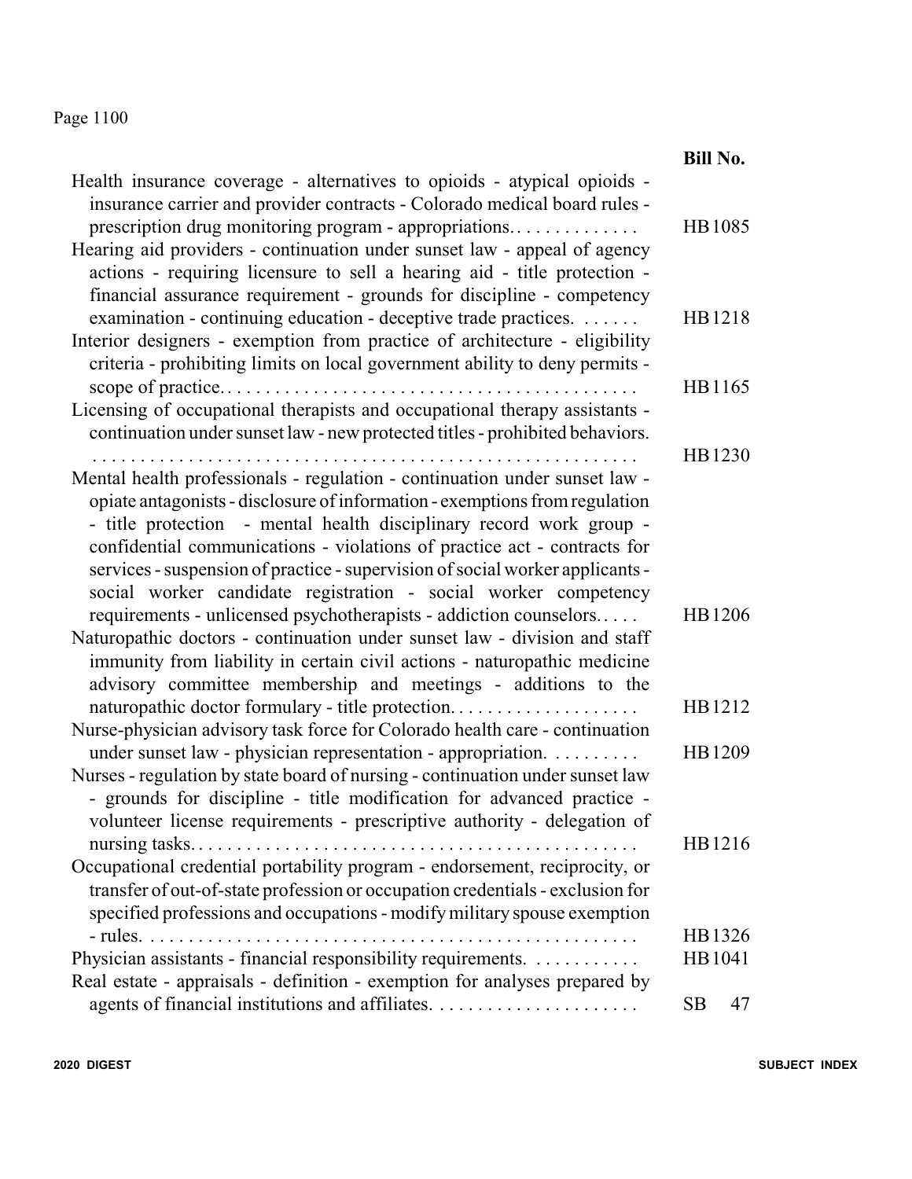| | Bill No. |
|---|---|
| Health insurance coverage - alternatives to opioids - atypical opioids - insurance carrier and provider contracts - Colorado medical board rules - prescription drug monitoring program - appropriations. | HB 1085 |
| Hearing aid providers - continuation under sunset law - appeal of agency actions - requiring licensure to sell a hearing aid - title protection - financial assurance requirement - grounds for discipline - competency examination - continuing education - deceptive trade practices. | HB 1218 |
| Interior designers - exemption from practice of architecture - eligibility criteria - prohibiting limits on local government ability to deny permits - scope of practice. | HB 1165 |
| Licensing of occupational therapists and occupational therapy assistants - continuation under sunset law - new protected titles - prohibited behaviors. | HB 1230 |
| Mental health professionals - regulation - continuation under sunset law - opiate antagonists - disclosure of information - exemptions from regulation - title protection - mental health disciplinary record work group - confidential communications - violations of practice act - contracts for services - suspension of practice - supervision of social worker applicants - social worker candidate registration - social worker competency requirements - unlicensed psychotherapists - addiction counselors. | HB 1206 |
| Naturopathic doctors - continuation under sunset law - division and staff immunity from liability in certain civil actions - naturopathic medicine advisory committee membership and meetings - additions to the naturopathic doctor formulary - title protection. | HB 1212 |
| Nurse-physician advisory task force for Colorado health care - continuation under sunset law - physician representation - appropriation. | HB 1209 |
| Nurses - regulation by state board of nursing - continuation under sunset law - grounds for discipline - title modification for advanced practice - volunteer license requirements - prescriptive authority - delegation of nursing tasks. | HB 1216 |
| Occupational credential portability program - endorsement, reciprocity, or transfer of out-of-state profession or occupation credentials - exclusion for specified professions and occupations - modify military spouse exemption - rules. | HB 1326 |
| Physician assistants - financial responsibility requirements. | HB 1041 |
| Real estate - appraisals - definition - exemption for analyses prepared by agents of financial institutions and affiliates. | SB 47 |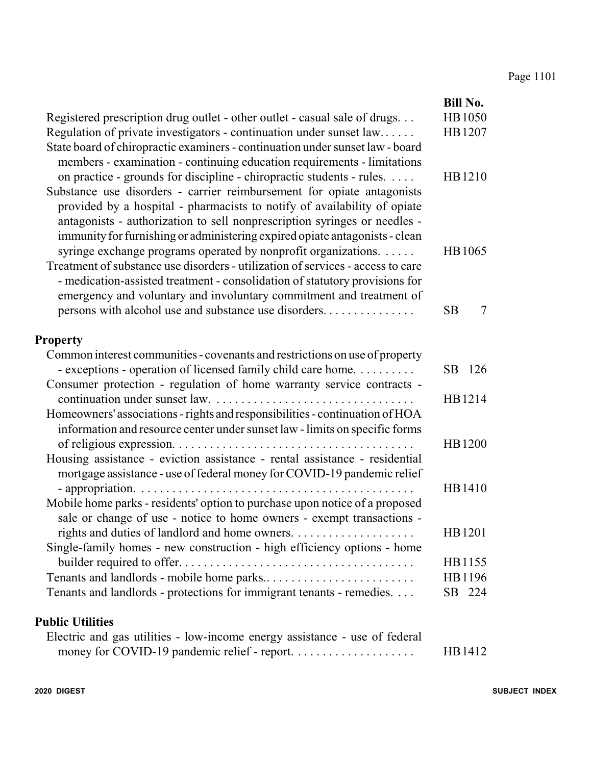| | Bill No. |
|---|---|
| Registered prescription drug outlet - other outlet - casual sale of drugs. . . | HB 1050 |
| Regulation of private investigators - continuation under sunset law. . . . . . | HB 1207 |
| State board of chiropractic examiners - continuation under sunset law - board members - examination - continuing education requirements - limitations on practice - grounds for discipline - chiropractic students - rules. . . . . | HB 1210 |
| Substance use disorders - carrier reimbursement for opiate antagonists provided by a hospital - pharmacists to notify of availability of opiate antagonists - authorization to sell nonprescription syringes or needles - immunity for furnishing or administering expired opiate antagonists - clean syringe exchange programs operated by nonprofit organizations. . . . . . | HB 1065 |
| Treatment of substance use disorders - utilization of services - access to care - medication-assisted treatment - consolidation of statutory provisions for emergency and voluntary and involuntary commitment and treatment of persons with alcohol use and substance use disorders. . . . . . . . . . . . . . . | SB 7 |

## Property

| | Bill No. |
|---|---|
| Common interest communities - covenants and restrictions on use of property - exceptions - operation of licensed family child care home. . . . . . . . . . | SB 126 |
| Consumer protection - regulation of home warranty service contracts - continuation under sunset law. . . . . . . . . . . . . . . . . . . . . . . . . . . . . . . . . | HB 1214 |
| Homeowners' associations - rights and responsibilities - continuation of HOA information and resource center under sunset law - limits on specific forms of religious expression. . . . . . . . . . . . . . . . . . . . . . . . . . . . . . . . . . . . . . | HB 1200 |
| Housing assistance - eviction assistance - rental assistance - residential mortgage assistance - use of federal money for COVID-19 pandemic relief - appropriation. . . . . . . . . . . . . . . . . . . . . . . . . . . . . . . . . . . . . . . . . . . . . | HB 1410 |
| Mobile home parks - residents' option to purchase upon notice of a proposed sale or change of use - notice to home owners - exempt transactions - rights and duties of landlord and home owners. . . . . . . . . . . . . . . . . . . . | HB 1201 |
| Single-family homes - new construction - high efficiency options - home builder required to offer. . . . . . . . . . . . . . . . . . . . . . . . . . . . . . . . . . . . . . . | HB 1155 |
| Tenants and landlords - mobile home parks.. . . . . . . . . . . . . . . . . . . . . . . . | HB 1196 |
| Tenants and landlords - protections for immigrant tenants - remedies. . . . | SB 224 |

## Public Utilities

| | Bill No. |
|---|---|
| Electric and gas utilities - low-income energy assistance - use of federal money for COVID-19 pandemic relief - report. . . . . . . . . . . . . . . . . . . . | HB 1412 |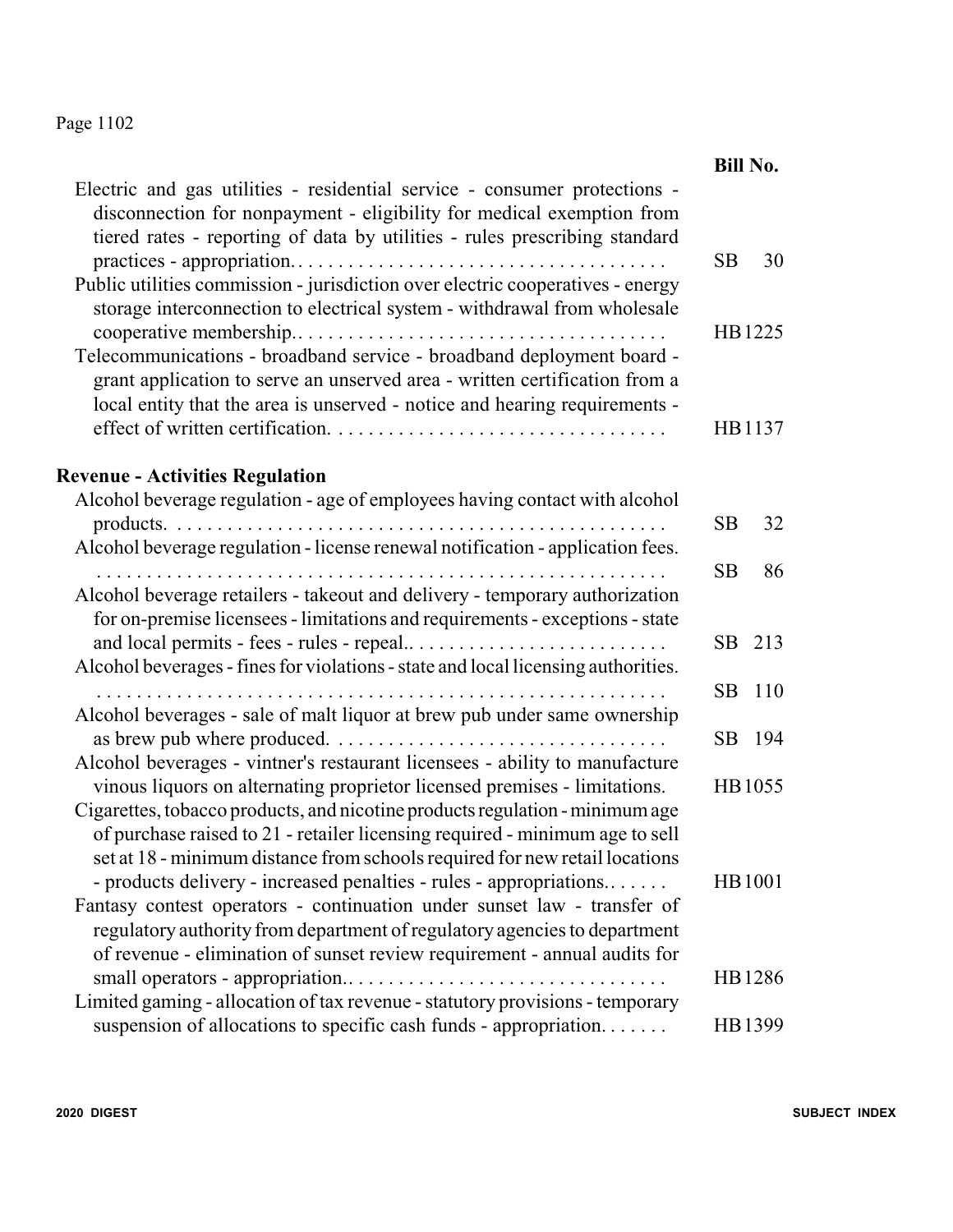| | Bill No. |
|---|---|
| Electric and gas utilities - residential service - consumer protections - disconnection for nonpayment - eligibility for medical exemption from tiered rates - reporting of data by utilities - rules prescribing standard practices - appropriation. | SB 30 |
| Public utilities commission - jurisdiction over electric cooperatives - energy storage interconnection to electrical system - withdrawal from wholesale cooperative membership. | HB 1225 |
| Telecommunications - broadband service - broadband deployment board - grant application to serve an unserved area - written certification from a local entity that the area is unserved - notice and hearing requirements - effect of written certification. | HB 1137 |

## Revenue - Activities Regulation

| | |
|---|---|
| Alcohol beverage regulation - age of employees having contact with alcohol products. | SB 32 |
| Alcohol beverage regulation - license renewal notification - application fees. | SB 86 |
| Alcohol beverage retailers - takeout and delivery - temporary authorization for on-premise licensees - limitations and requirements - exceptions - state and local permits - fees - rules - repeal. | SB 213 |
| Alcohol beverages - fines for violations - state and local licensing authorities. | SB 110 |
| Alcohol beverages - sale of malt liquor at brew pub under same ownership as brew pub where produced. | SB 194 |
| Alcohol beverages - vintner's restaurant licensees - ability to manufacture vinous liquors on alternating proprietor licensed premises - limitations. | HB 1055 |
| Cigarettes, tobacco products, and nicotine products regulation - minimum age of purchase raised to 21 - retailer licensing required - minimum age to sell set at 18 - minimum distance from schools required for new retail locations - products delivery - increased penalties - rules - appropriations. | HB 1001 |
| Fantasy contest operators - continuation under sunset law - transfer of regulatory authority from department of regulatory agencies to department of revenue - elimination of sunset review requirement - annual audits for small operators - appropriation. | HB 1286 |
| Limited gaming - allocation of tax revenue - statutory provisions - temporary suspension of allocations to specific cash funds - appropriation. | HB 1399 |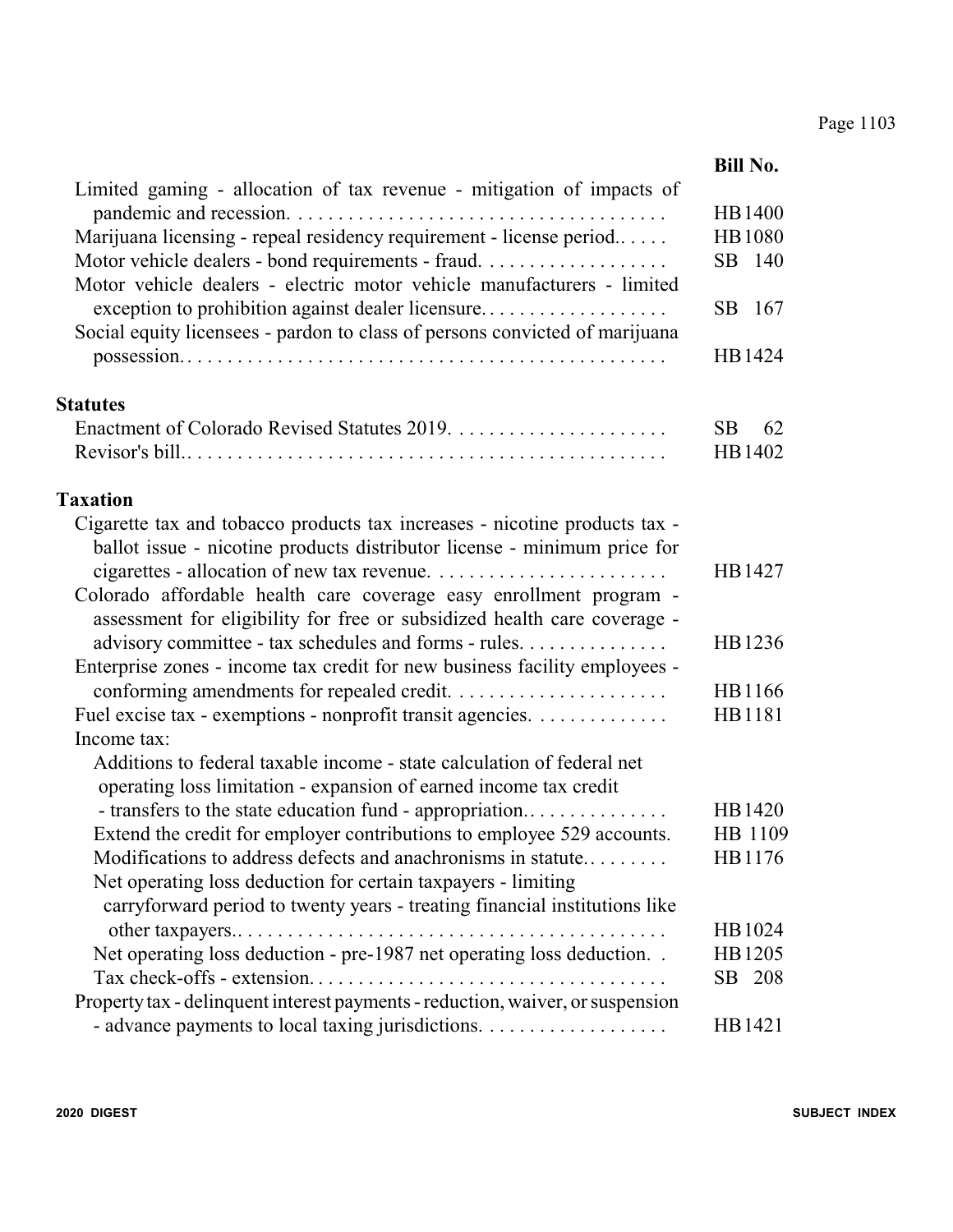| | Bill No. |
|---|---|
| Limited gaming - allocation of tax revenue - mitigation of impacts of pandemic and recession. | HB1400 |
| Marijuana licensing - repeal residency requirement - license period. | HB1080 |
| Motor vehicle dealers - bond requirements - fraud. | SB 140 |
| Motor vehicle dealers - electric motor vehicle manufacturers - limited exception to prohibition against dealer licensure. | SB 167 |
| Social equity licensees - pardon to class of persons convicted of marijuana possession. | HB1424 |

**Statutes**

| | Bill No. |
|---|---|
| Enactment of Colorado Revised Statutes 2019. | SB 62 |
| Revisor's bill. | HB1402 |

**Taxation**

| | Bill No. |
|---|---|
| Cigarette tax and tobacco products tax increases - nicotine products tax - ballot issue - nicotine products distributor license - minimum price for cigarettes - allocation of new tax revenue. | HB1427 |
| Colorado affordable health care coverage easy enrollment program - assessment for eligibility for free or subsidized health care coverage - advisory committee - tax schedules and forms - rules. | HB1236 |
| Enterprise zones - income tax credit for new business facility employees - conforming amendments for repealed credit. | HB1166 |
| Fuel excise tax - exemptions - nonprofit transit agencies. | HB1181 |
| Income tax: | |
| Additions to federal taxable income - state calculation of federal net operating loss limitation - expansion of earned income tax credit - transfers to the state education fund - appropriation. | HB1420 |
| Extend the credit for employer contributions to employee 529 accounts. | HB 1109 |
| Modifications to address defects and anachronisms in statute. | HB1176 |
| Net operating loss deduction for certain taxpayers - limiting carryforward period to twenty years - treating financial institutions like other taxpayers. | HB1024 |
| Net operating loss deduction - pre-1987 net operating loss deduction. | HB1205 |
| Tax check-offs - extension. | SB 208 |
| Property tax - delinquent interest payments - reduction, waiver, or suspension - advance payments to local taxing jurisdictions. | HB1421 |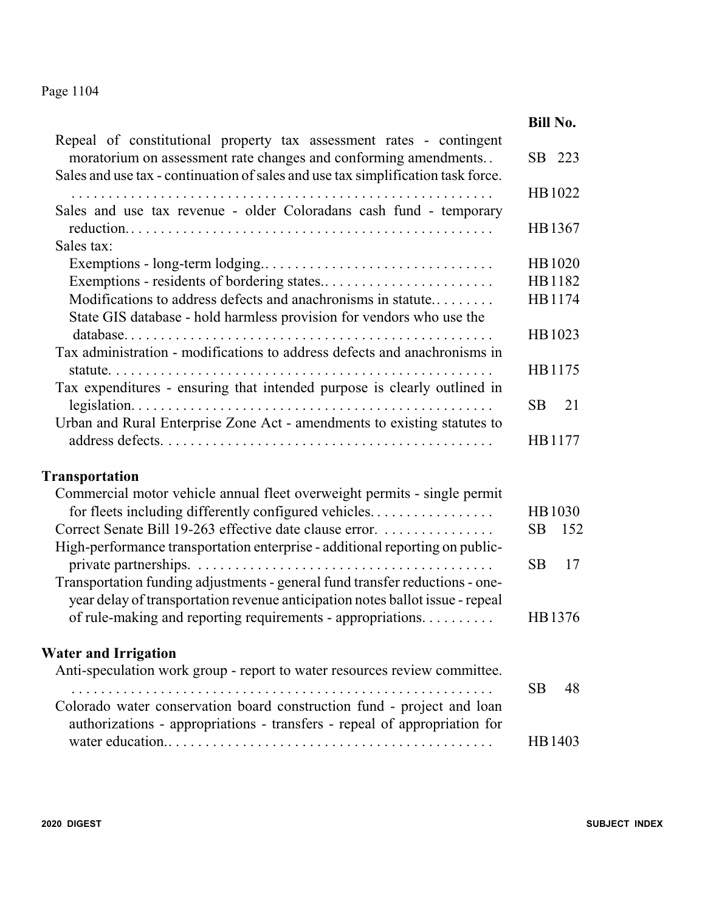| | Bill No. |
|---|---|
| Repeal of constitutional property tax assessment rates - contingent moratorium on assessment rate changes and conforming amendments. . | SB 223 |
| Sales and use tax - continuation of sales and use tax simplification task force. . . . . . . . . . . . . . . . . . . . . . . . . . . . . . . . . . . . . . . . . . . . . . . . . . . . . . . . | HB1022 |
| Sales and use tax revenue - older Coloradans cash fund - temporary reduction. . . . . . . . . . . . . . . . . . . . . . . . . . . . . . . . . . . . . . . . . . . . . . . . . | HB1367 |
| Sales tax: | |
| Exemptions - long-term lodging. . . . . . . . . . . . . . . . . . . . . . . . . . . . . . . . | HB1020 |
| Exemptions - residents of bordering states. . . . . . . . . . . . . . . . . . . . . . . . | HB1182 |
| Modifications to address defects and anachronisms in statute. . . . . . . . . | HB1174 |
| State GIS database - hold harmless provision for vendors who use the database. . . . . . . . . . . . . . . . . . . . . . . . . . . . . . . . . . . . . . . . . . . . . . . . . | HB1023 |
| Tax administration - modifications to address defects and anachronisms in statute. . . . . . . . . . . . . . . . . . . . . . . . . . . . . . . . . . . . . . . . . . . . . . . . . . . | HB1175 |
| Tax expenditures - ensuring that intended purpose is clearly outlined in legislation. . . . . . . . . . . . . . . . . . . . . . . . . . . . . . . . . . . . . . . . . . . . . . . . | SB 21 |
| Urban and Rural Enterprise Zone Act - amendments to existing statutes to address defects. . . . . . . . . . . . . . . . . . . . . . . . . . . . . . . . . . . . . . . . . . . . | HB1177 |

## Transportation

| | |
|---|---|
| Commercial motor vehicle annual fleet overweight permits - single permit for fleets including differently configured vehicles. . . . . . . . . . . . . . . . | HB1030 |
| Correct Senate Bill 19-263 effective date clause error. . . . . . . . . . . . . . . | SB 152 |
| High-performance transportation enterprise - additional reporting on public-private partnerships. . . . . . . . . . . . . . . . . . . . . . . . . . . . . . . . . . . . . . . . | SB 17 |
| Transportation funding adjustments - general fund transfer reductions - one-year delay of transportation revenue anticipation notes ballot issue - repeal of rule-making and reporting requirements - appropriations. . . . . . . . . . | HB1376 |

## Water and Irrigation

| | |
|---|---|
| Anti-speculation work group - report to water resources review committee. . . . . . . . . . . . . . . . . . . . . . . . . . . . . . . . . . . . . . . . . . . . . . . . . . . . . . . . | SB 48 |
| Colorado water conservation board construction fund - project and loan authorizations - appropriations - transfers - repeal of appropriation for water education. . . . . . . . . . . . . . . . . . . . . . . . . . . . . . . . . . . . . . . . . . . . | HB1403 |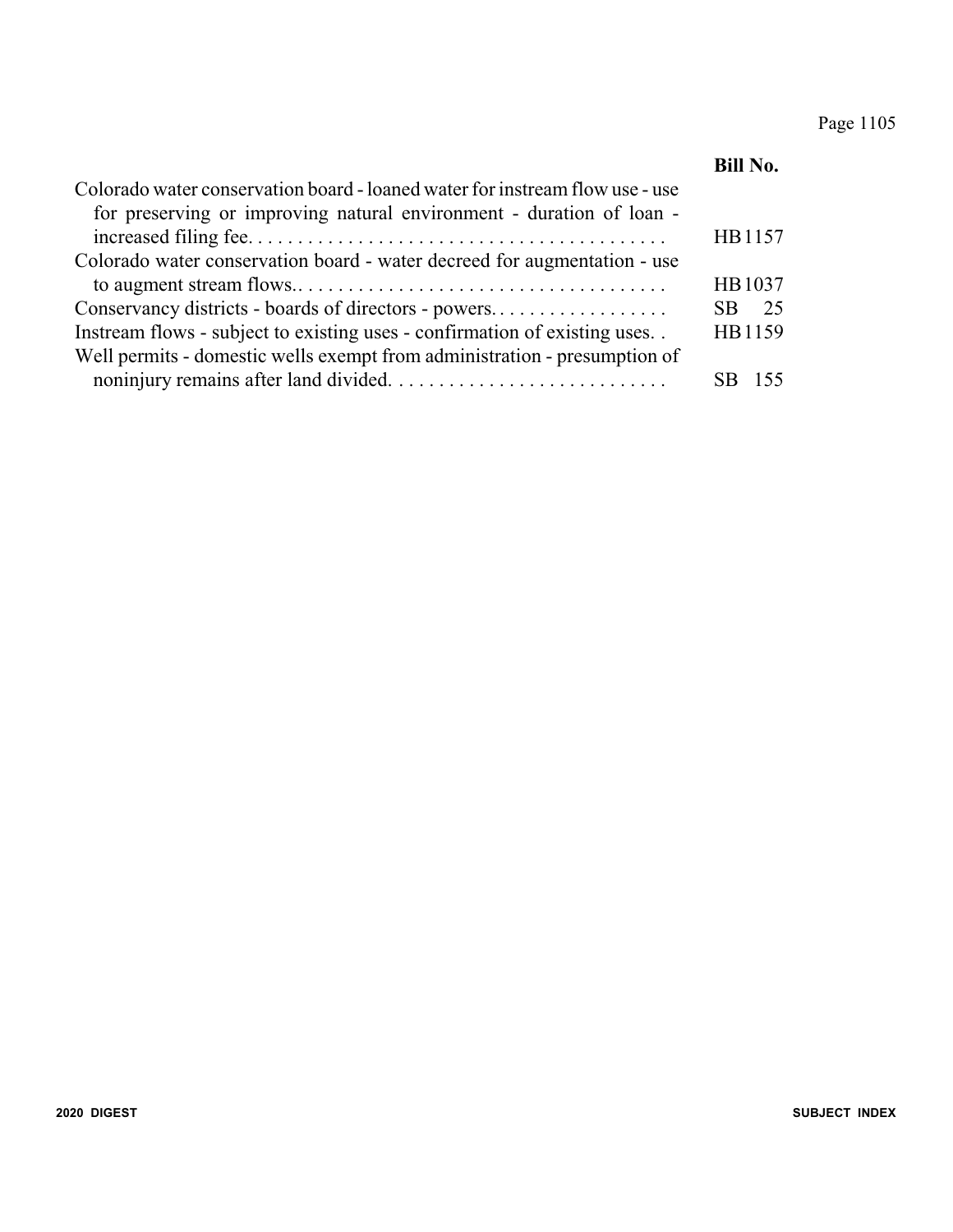| | Bill No. |
|---|---|
| Colorado water conservation board - loaned water for instream flow use - use for preserving or improving natural environment - duration of loan - increased filing fee. | HB 1157 |
| Colorado water conservation board - water decreed for augmentation - use to augment stream flows. | HB 1037 |
| Conservancy districts - boards of directors - powers. | SB 25 |
| Instream flows - subject to existing uses - confirmation of existing uses. | HB 1159 |
| Well permits - domestic wells exempt from administration - presumption of noninjury remains after land divided. | SB 155 |